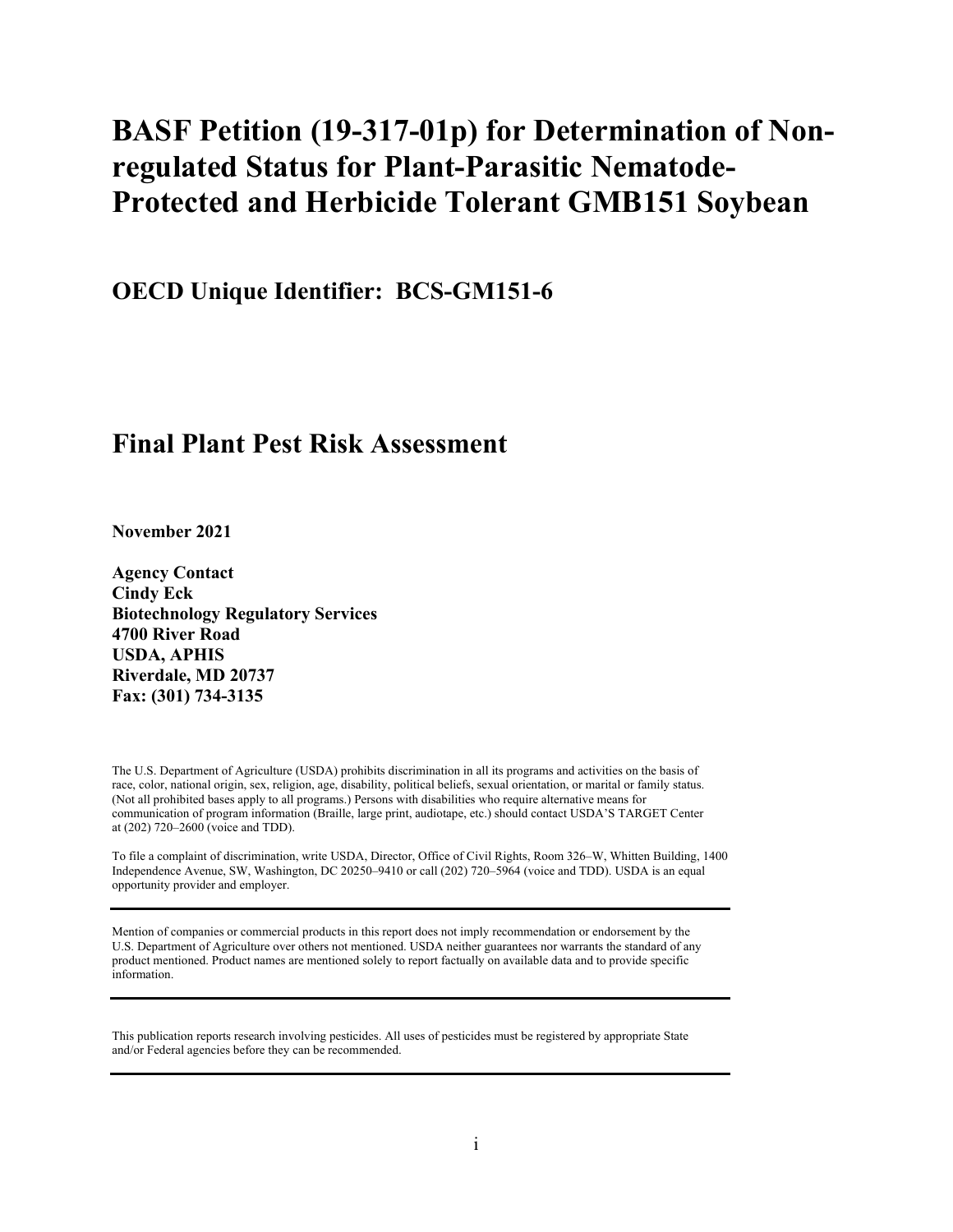# BASF Petition (19-317-01p) for Determination of Non-regulated Status for Plant-Parasitic Nematode-Protected and Herbicide Tolerant GMB151 Soybean

## OECD Unique Identifier: BCS-GM151-6

## Final Plant Pest Risk Assessment

**November 2021**

**Agency Contact**
**Cindy Eck**
**Biotechnology Regulatory Services**
**4700 River Road**
**USDA, APHIS**
**Riverdale, MD 20737**
**Fax: (301) 734-3135**

The U.S. Department of Agriculture (USDA) prohibits discrimination in all its programs and activities on the basis of race, color, national origin, sex, religion, age, disability, political beliefs, sexual orientation, or marital or family status. (Not all prohibited bases apply to all programs.) Persons with disabilities who require alternative means for communication of program information (Braille, large print, audiotape, etc.) should contact USDA'S TARGET Center at (202) 720–2600 (voice and TDD).

To file a complaint of discrimination, write USDA, Director, Office of Civil Rights, Room 326–W, Whitten Building, 1400 Independence Avenue, SW, Washington, DC 20250–9410 or call (202) 720–5964 (voice and TDD). USDA is an equal opportunity provider and employer.

---

Mention of companies or commercial products in this report does not imply recommendation or endorsement by the U.S. Department of Agriculture over others not mentioned. USDA neither guarantees nor warrants the standard of any product mentioned. Product names are mentioned solely to report factually on available data and to provide specific information.

---

This publication reports research involving pesticides. All uses of pesticides must be registered by appropriate State and/or Federal agencies before they can be recommended.

---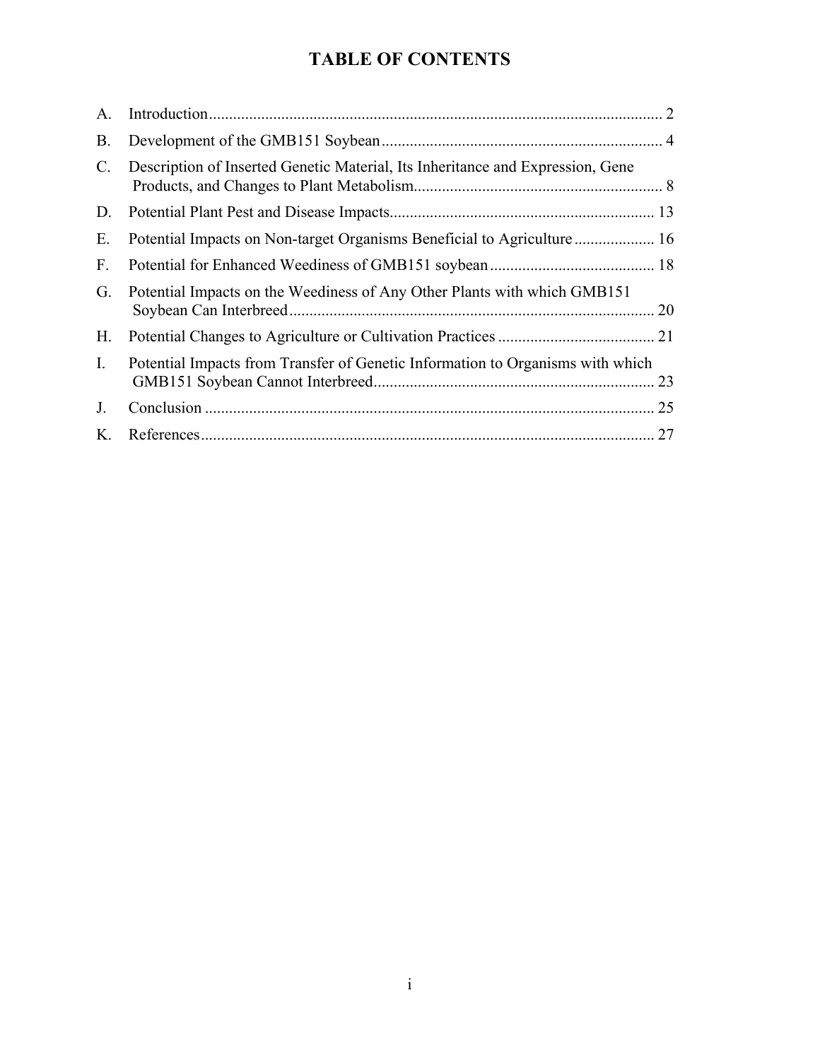# TABLE OF CONTENTS

A. Introduction ... 2

B. Development of the GMB151 Soybean ... 4

C. Description of Inserted Genetic Material, Its Inheritance and Expression, Gene Products, and Changes to Plant Metabolism ... 8

D. Potential Plant Pest and Disease Impacts ... 13

E. Potential Impacts on Non-target Organisms Beneficial to Agriculture ... 16

F. Potential for Enhanced Weediness of GMB151 soybean ... 18

G. Potential Impacts on the Weediness of Any Other Plants with which GMB151 Soybean Can Interbreed ... 20

H. Potential Changes to Agriculture or Cultivation Practices ... 21

I. Potential Impacts from Transfer of Genetic Information to Organisms with which GMB151 Soybean Cannot Interbreed ... 23

J. Conclusion ... 25

K. References ... 27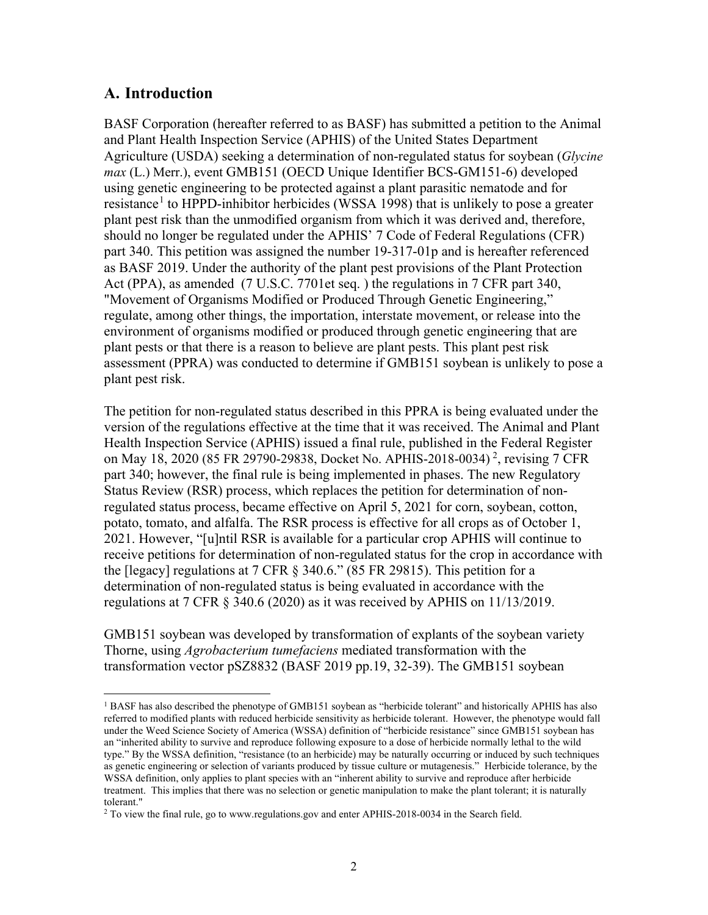## A. Introduction

BASF Corporation (hereafter referred to as BASF) has submitted a petition to the Animal and Plant Health Inspection Service (APHIS) of the United States Department Agriculture (USDA) seeking a determination of non-regulated status for soybean (*Glycine max* (L.) Merr.), event GMB151 (OECD Unique Identifier BCS-GM151-6) developed using genetic engineering to be protected against a plant parasitic nematode and for resistance[1] to HPPD-inhibitor herbicides (WSSA 1998) that is unlikely to pose a greater plant pest risk than the unmodified organism from which it was derived and, therefore, should no longer be regulated under the APHIS' 7 Code of Federal Regulations (CFR) part 340. This petition was assigned the number 19-317-01p and is hereafter referenced as BASF 2019. Under the authority of the plant pest provisions of the Plant Protection Act (PPA), as amended (7 U.S.C. 7701et seq. ) the regulations in 7 CFR part 340, "Movement of Organisms Modified or Produced Through Genetic Engineering," regulate, among other things, the importation, interstate movement, or release into the environment of organisms modified or produced through genetic engineering that are plant pests or that there is a reason to believe are plant pests. This plant pest risk assessment (PPRA) was conducted to determine if GMB151 soybean is unlikely to pose a plant pest risk.

The petition for non-regulated status described in this PPRA is being evaluated under the version of the regulations effective at the time that it was received. The Animal and Plant Health Inspection Service (APHIS) issued a final rule, published in the Federal Register on May 18, 2020 (85 FR 29790-29838, Docket No. APHIS-2018-0034) [2], revising 7 CFR part 340; however, the final rule is being implemented in phases. The new Regulatory Status Review (RSR) process, which replaces the petition for determination of non-regulated status process, became effective on April 5, 2021 for corn, soybean, cotton, potato, tomato, and alfalfa. The RSR process is effective for all crops as of October 1, 2021. However, "[u]ntil RSR is available for a particular crop APHIS will continue to receive petitions for determination of non-regulated status for the crop in accordance with the [legacy] regulations at 7 CFR § 340.6." (85 FR 29815). This petition for a determination of non-regulated status is being evaluated in accordance with the regulations at 7 CFR § 340.6 (2020) as it was received by APHIS on 11/13/2019.

GMB151 soybean was developed by transformation of explants of the soybean variety Thorne, using *Agrobacterium tumefaciens* mediated transformation with the transformation vector pSZ8832 (BASF 2019 pp.19, 32-39). The GMB151 soybean

---

[1] BASF has also described the phenotype of GMB151 soybean as "herbicide tolerant" and historically APHIS has also referred to modified plants with reduced herbicide sensitivity as herbicide tolerant. However, the phenotype would fall under the Weed Science Society of America (WSSA) definition of "herbicide resistance" since GMB151 soybean has an "inherited ability to survive and reproduce following exposure to a dose of herbicide normally lethal to the wild type." By the WSSA definition, "resistance (to an herbicide) may be naturally occurring or induced by such techniques as genetic engineering or selection of variants produced by tissue culture or mutagenesis." Herbicide tolerance, by the WSSA definition, only applies to plant species with an "inherent ability to survive and reproduce after herbicide treatment. This implies that there was no selection or genetic manipulation to make the plant tolerant; it is naturally tolerant."

[2] To view the final rule, go to www.regulations.gov and enter APHIS-2018-0034 in the Search field.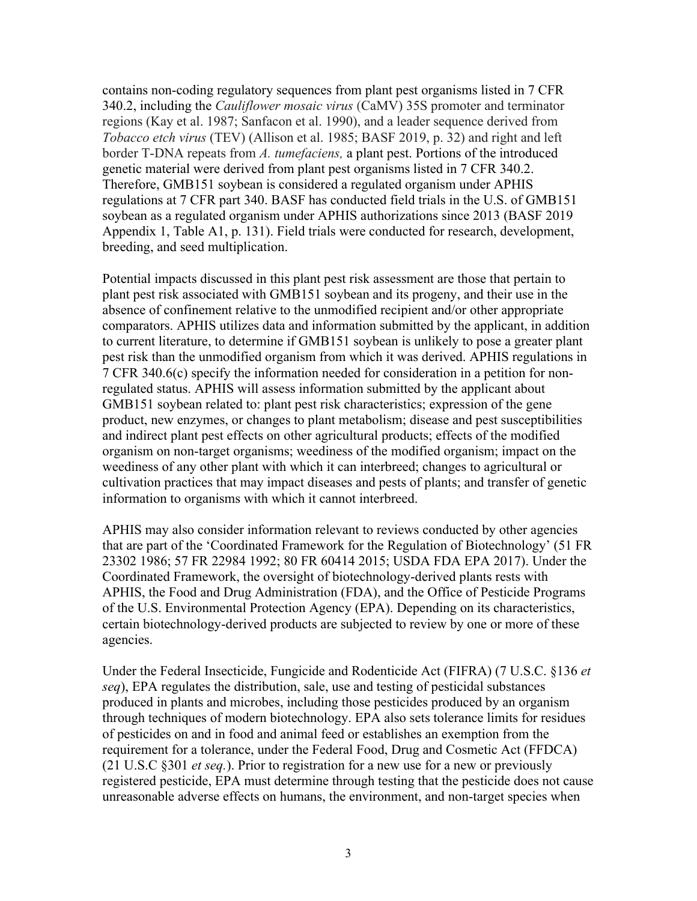contains non-coding regulatory sequences from plant pest organisms listed in 7 CFR 340.2, including the *Cauliflower mosaic virus* (CaMV) 35S promoter and terminator regions (Kay et al. 1987; Sanfacon et al. 1990), and a leader sequence derived from *Tobacco etch virus* (TEV) (Allison et al. 1985; BASF 2019, p. 32) and right and left border T-DNA repeats from *A. tumefaciens,* a plant pest. Portions of the introduced genetic material were derived from plant pest organisms listed in 7 CFR 340.2. Therefore, GMB151 soybean is considered a regulated organism under APHIS regulations at 7 CFR part 340. BASF has conducted field trials in the U.S. of GMB151 soybean as a regulated organism under APHIS authorizations since 2013 (BASF 2019 Appendix 1, Table A1, p. 131). Field trials were conducted for research, development, breeding, and seed multiplication.

Potential impacts discussed in this plant pest risk assessment are those that pertain to plant pest risk associated with GMB151 soybean and its progeny, and their use in the absence of confinement relative to the unmodified recipient and/or other appropriate comparators. APHIS utilizes data and information submitted by the applicant, in addition to current literature, to determine if GMB151 soybean is unlikely to pose a greater plant pest risk than the unmodified organism from which it was derived. APHIS regulations in 7 CFR 340.6(c) specify the information needed for consideration in a petition for non-regulated status. APHIS will assess information submitted by the applicant about GMB151 soybean related to: plant pest risk characteristics; expression of the gene product, new enzymes, or changes to plant metabolism; disease and pest susceptibilities and indirect plant pest effects on other agricultural products; effects of the modified organism on non-target organisms; weediness of the modified organism; impact on the weediness of any other plant with which it can interbreed; changes to agricultural or cultivation practices that may impact diseases and pests of plants; and transfer of genetic information to organisms with which it cannot interbreed.

APHIS may also consider information relevant to reviews conducted by other agencies that are part of the 'Coordinated Framework for the Regulation of Biotechnology' (51 FR 23302 1986; 57 FR 22984 1992; 80 FR 60414 2015; USDA FDA EPA 2017). Under the Coordinated Framework, the oversight of biotechnology-derived plants rests with APHIS, the Food and Drug Administration (FDA), and the Office of Pesticide Programs of the U.S. Environmental Protection Agency (EPA). Depending on its characteristics, certain biotechnology-derived products are subjected to review by one or more of these agencies.

Under the Federal Insecticide, Fungicide and Rodenticide Act (FIFRA) (7 U.S.C. §136 *et seq*), EPA regulates the distribution, sale, use and testing of pesticidal substances produced in plants and microbes, including those pesticides produced by an organism through techniques of modern biotechnology. EPA also sets tolerance limits for residues of pesticides on and in food and animal feed or establishes an exemption from the requirement for a tolerance, under the Federal Food, Drug and Cosmetic Act (FFDCA) (21 U.S.C §301 *et seq.*). Prior to registration for a new use for a new or previously registered pesticide, EPA must determine through testing that the pesticide does not cause unreasonable adverse effects on humans, the environment, and non-target species when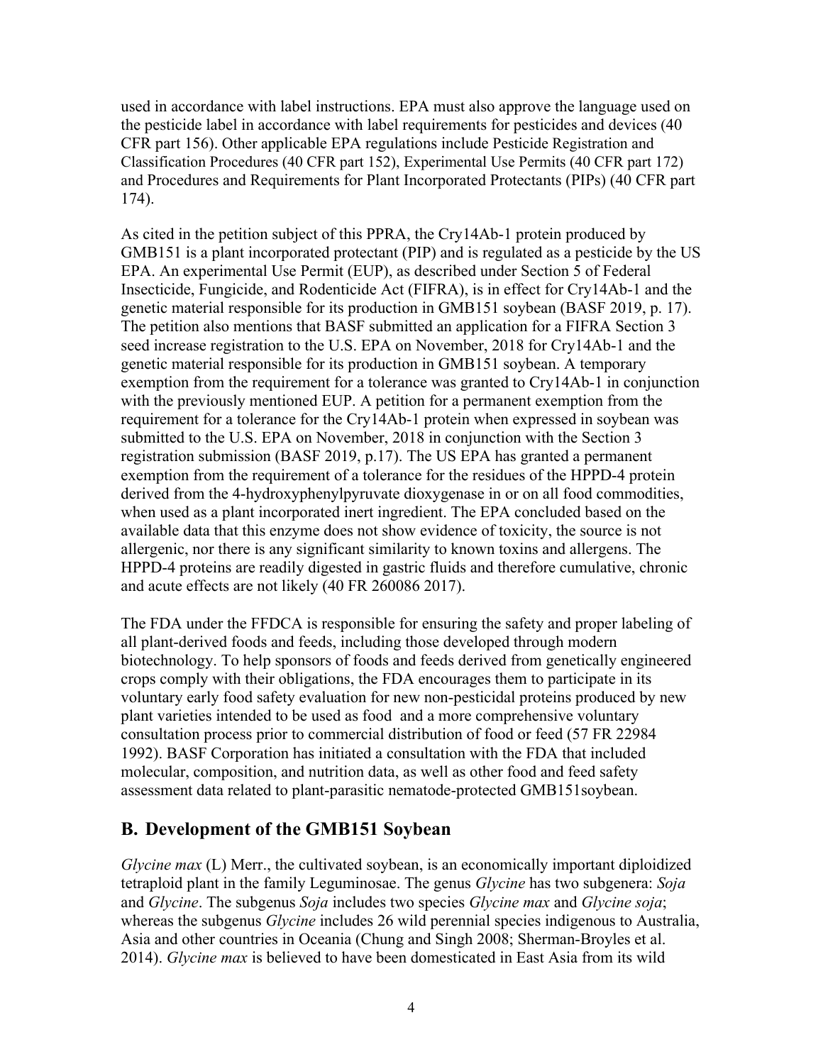used in accordance with label instructions. EPA must also approve the language used on the pesticide label in accordance with label requirements for pesticides and devices (40 CFR part 156). Other applicable EPA regulations include Pesticide Registration and Classification Procedures (40 CFR part 152), Experimental Use Permits (40 CFR part 172) and Procedures and Requirements for Plant Incorporated Protectants (PIPs) (40 CFR part 174).

As cited in the petition subject of this PPRA, the Cry14Ab-1 protein produced by GMB151 is a plant incorporated protectant (PIP) and is regulated as a pesticide by the US EPA. An experimental Use Permit (EUP), as described under Section 5 of Federal Insecticide, Fungicide, and Rodenticide Act (FIFRA), is in effect for Cry14Ab-1 and the genetic material responsible for its production in GMB151 soybean (BASF 2019, p. 17). The petition also mentions that BASF submitted an application for a FIFRA Section 3 seed increase registration to the U.S. EPA on November, 2018 for Cry14Ab-1 and the genetic material responsible for its production in GMB151 soybean. A temporary exemption from the requirement for a tolerance was granted to Cry14Ab-1 in conjunction with the previously mentioned EUP. A petition for a permanent exemption from the requirement for a tolerance for the Cry14Ab-1 protein when expressed in soybean was submitted to the U.S. EPA on November, 2018 in conjunction with the Section 3 registration submission (BASF 2019, p.17). The US EPA has granted a permanent exemption from the requirement of a tolerance for the residues of the HPPD-4 protein derived from the 4-hydroxyphenylpyruvate dioxygenase in or on all food commodities, when used as a plant incorporated inert ingredient. The EPA concluded based on the available data that this enzyme does not show evidence of toxicity, the source is not allergenic, nor there is any significant similarity to known toxins and allergens. The HPPD-4 proteins are readily digested in gastric fluids and therefore cumulative, chronic and acute effects are not likely (40 FR 260086 2017).

The FDA under the FFDCA is responsible for ensuring the safety and proper labeling of all plant-derived foods and feeds, including those developed through modern biotechnology. To help sponsors of foods and feeds derived from genetically engineered crops comply with their obligations, the FDA encourages them to participate in its voluntary early food safety evaluation for new non-pesticidal proteins produced by new plant varieties intended to be used as food and a more comprehensive voluntary consultation process prior to commercial distribution of food or feed (57 FR 22984 1992). BASF Corporation has initiated a consultation with the FDA that included molecular, composition, and nutrition data, as well as other food and feed safety assessment data related to plant-parasitic nematode-protected GMB151soybean.

## B. Development of the GMB151 Soybean

*Glycine max* (L) Merr., the cultivated soybean, is an economically important diploidized tetraploid plant in the family Leguminosae. The genus *Glycine* has two subgenera: *Soja* and *Glycine*. The subgenus *Soja* includes two species *Glycine max* and *Glycine soja*; whereas the subgenus *Glycine* includes 26 wild perennial species indigenous to Australia, Asia and other countries in Oceania (Chung and Singh 2008; Sherman-Broyles et al. 2014). *Glycine max* is believed to have been domesticated in East Asia from its wild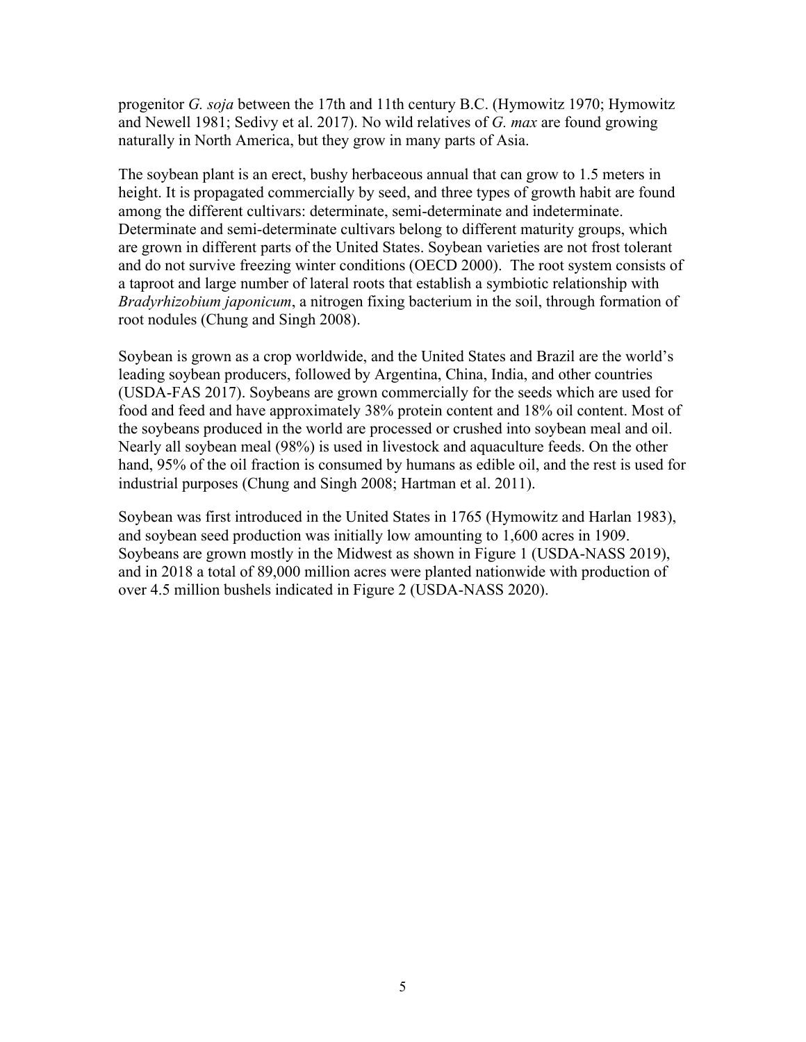progenitor *G. soja* between the 17th and 11th century B.C. (Hymowitz 1970; Hymowitz and Newell 1981; Sedivy et al. 2017). No wild relatives of *G. max* are found growing naturally in North America, but they grow in many parts of Asia.

The soybean plant is an erect, bushy herbaceous annual that can grow to 1.5 meters in height. It is propagated commercially by seed, and three types of growth habit are found among the different cultivars: determinate, semi-determinate and indeterminate. Determinate and semi-determinate cultivars belong to different maturity groups, which are grown in different parts of the United States. Soybean varieties are not frost tolerant and do not survive freezing winter conditions (OECD 2000). The root system consists of a taproot and large number of lateral roots that establish a symbiotic relationship with *Bradyrhizobium japonicum*, a nitrogen fixing bacterium in the soil, through formation of root nodules (Chung and Singh 2008).

Soybean is grown as a crop worldwide, and the United States and Brazil are the world's leading soybean producers, followed by Argentina, China, India, and other countries (USDA-FAS 2017). Soybeans are grown commercially for the seeds which are used for food and feed and have approximately 38% protein content and 18% oil content. Most of the soybeans produced in the world are processed or crushed into soybean meal and oil. Nearly all soybean meal (98%) is used in livestock and aquaculture feeds. On the other hand, 95% of the oil fraction is consumed by humans as edible oil, and the rest is used for industrial purposes (Chung and Singh 2008; Hartman et al. 2011).

Soybean was first introduced in the United States in 1765 (Hymowitz and Harlan 1983), and soybean seed production was initially low amounting to 1,600 acres in 1909. Soybeans are grown mostly in the Midwest as shown in Figure 1 (USDA-NASS 2019), and in 2018 a total of 89,000 million acres were planted nationwide with production of over 4.5 million bushels indicated in Figure 2 (USDA-NASS 2020).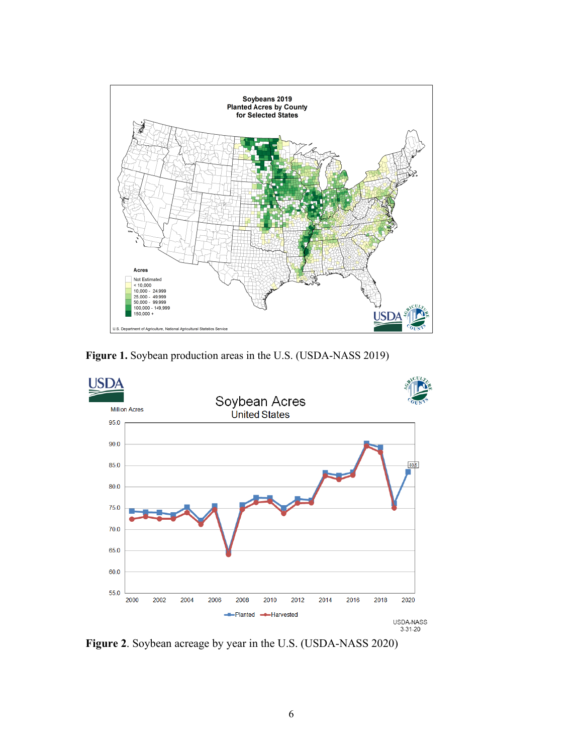**Figure 1.** Soybean production areas in the U.S. (USDA-NASS 2019)

**Figure 2**. Soybean acreage by year in the U.S. (USDA-NASS 2020)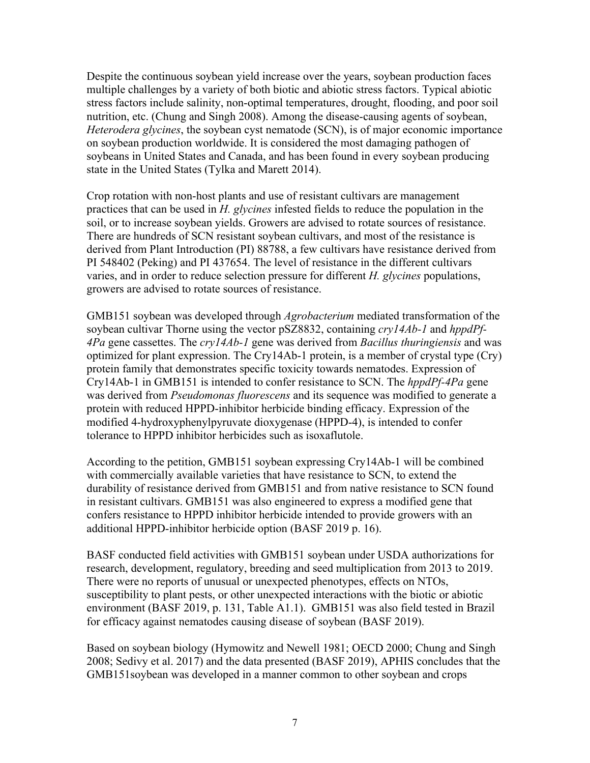Despite the continuous soybean yield increase over the years, soybean production faces multiple challenges by a variety of both biotic and abiotic stress factors. Typical abiotic stress factors include salinity, non-optimal temperatures, drought, flooding, and poor soil nutrition, etc. (Chung and Singh 2008). Among the disease-causing agents of soybean, *Heterodera glycines*, the soybean cyst nematode (SCN), is of major economic importance on soybean production worldwide. It is considered the most damaging pathogen of soybeans in United States and Canada, and has been found in every soybean producing state in the United States (Tylka and Marett 2014).

Crop rotation with non-host plants and use of resistant cultivars are management practices that can be used in *H. glycines* infested fields to reduce the population in the soil, or to increase soybean yields. Growers are advised to rotate sources of resistance. There are hundreds of SCN resistant soybean cultivars, and most of the resistance is derived from Plant Introduction (PI) 88788, a few cultivars have resistance derived from PI 548402 (Peking) and PI 437654. The level of resistance in the different cultivars varies, and in order to reduce selection pressure for different *H. glycines* populations, growers are advised to rotate sources of resistance.

GMB151 soybean was developed through *Agrobacterium* mediated transformation of the soybean cultivar Thorne using the vector pSZ8832, containing *cry14Ab-1* and *hppdPf-4Pa* gene cassettes. The *cry14Ab-1* gene was derived from *Bacillus thuringiensis* and was optimized for plant expression. The Cry14Ab-1 protein, is a member of crystal type (Cry) protein family that demonstrates specific toxicity towards nematodes. Expression of Cry14Ab-1 in GMB151 is intended to confer resistance to SCN. The *hppdPf-4Pa* gene was derived from *Pseudomonas fluorescens* and its sequence was modified to generate a protein with reduced HPPD-inhibitor herbicide binding efficacy. Expression of the modified 4-hydroxyphenylpyruvate dioxygenase (HPPD-4), is intended to confer tolerance to HPPD inhibitor herbicides such as isoxaflutole.

According to the petition, GMB151 soybean expressing Cry14Ab-1 will be combined with commercially available varieties that have resistance to SCN, to extend the durability of resistance derived from GMB151 and from native resistance to SCN found in resistant cultivars. GMB151 was also engineered to express a modified gene that confers resistance to HPPD inhibitor herbicide intended to provide growers with an additional HPPD-inhibitor herbicide option (BASF 2019 p. 16).

BASF conducted field activities with GMB151 soybean under USDA authorizations for research, development, regulatory, breeding and seed multiplication from 2013 to 2019. There were no reports of unusual or unexpected phenotypes, effects on NTOs, susceptibility to plant pests, or other unexpected interactions with the biotic or abiotic environment (BASF 2019, p. 131, Table A1.1). GMB151 was also field tested in Brazil for efficacy against nematodes causing disease of soybean (BASF 2019).

Based on soybean biology (Hymowitz and Newell 1981; OECD 2000; Chung and Singh 2008; Sedivy et al. 2017) and the data presented (BASF 2019), APHIS concludes that the GMB151soybean was developed in a manner common to other soybean and crops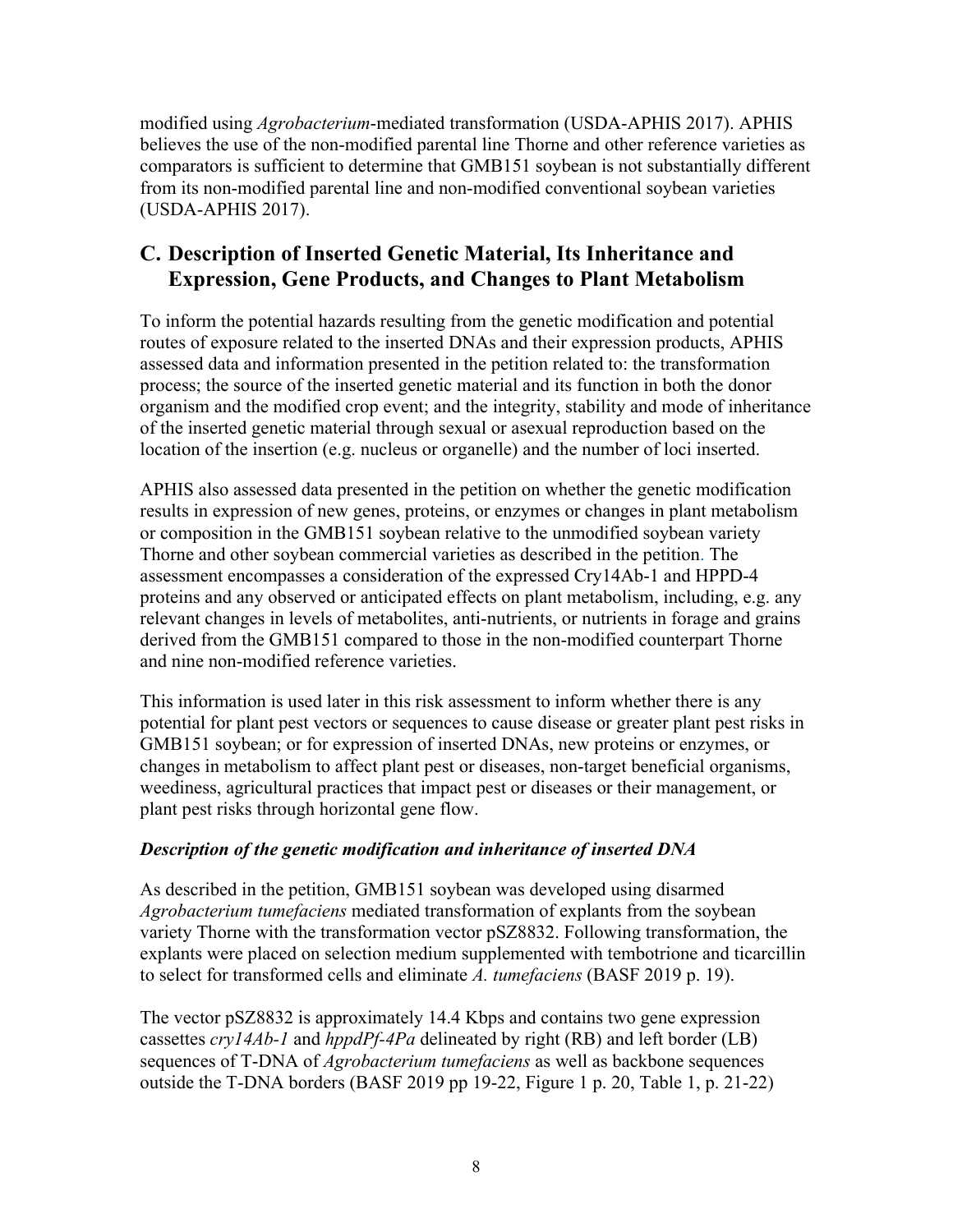modified using *Agrobacterium*-mediated transformation (USDA-APHIS 2017). APHIS believes the use of the non-modified parental line Thorne and other reference varieties as comparators is sufficient to determine that GMB151 soybean is not substantially different from its non-modified parental line and non-modified conventional soybean varieties (USDA-APHIS 2017).

## C. Description of Inserted Genetic Material, Its Inheritance and Expression, Gene Products, and Changes to Plant Metabolism

To inform the potential hazards resulting from the genetic modification and potential routes of exposure related to the inserted DNAs and their expression products, APHIS assessed data and information presented in the petition related to: the transformation process; the source of the inserted genetic material and its function in both the donor organism and the modified crop event; and the integrity, stability and mode of inheritance of the inserted genetic material through sexual or asexual reproduction based on the location of the insertion (e.g. nucleus or organelle) and the number of loci inserted.

APHIS also assessed data presented in the petition on whether the genetic modification results in expression of new genes, proteins, or enzymes or changes in plant metabolism or composition in the GMB151 soybean relative to the unmodified soybean variety Thorne and other soybean commercial varieties as described in the petition. The assessment encompasses a consideration of the expressed Cry14Ab-1 and HPPD-4 proteins and any observed or anticipated effects on plant metabolism, including, e.g. any relevant changes in levels of metabolites, anti-nutrients, or nutrients in forage and grains derived from the GMB151 compared to those in the non-modified counterpart Thorne and nine non-modified reference varieties.

This information is used later in this risk assessment to inform whether there is any potential for plant pest vectors or sequences to cause disease or greater plant pest risks in GMB151 soybean; or for expression of inserted DNAs, new proteins or enzymes, or changes in metabolism to affect plant pest or diseases, non-target beneficial organisms, weediness, agricultural practices that impact pest or diseases or their management, or plant pest risks through horizontal gene flow.

***Description of the genetic modification and inheritance of inserted DNA***

As described in the petition, GMB151 soybean was developed using disarmed *Agrobacterium tumefaciens* mediated transformation of explants from the soybean variety Thorne with the transformation vector pSZ8832. Following transformation, the explants were placed on selection medium supplemented with tembotrione and ticarcillin to select for transformed cells and eliminate *A. tumefaciens* (BASF 2019 p. 19).

The vector pSZ8832 is approximately 14.4 Kbps and contains two gene expression cassettes *cry14Ab-1* and *hppdPf-4Pa* delineated by right (RB) and left border (LB) sequences of T-DNA of *Agrobacterium tumefaciens* as well as backbone sequences outside the T-DNA borders (BASF 2019 pp 19-22, Figure 1 p. 20, Table 1, p. 21-22)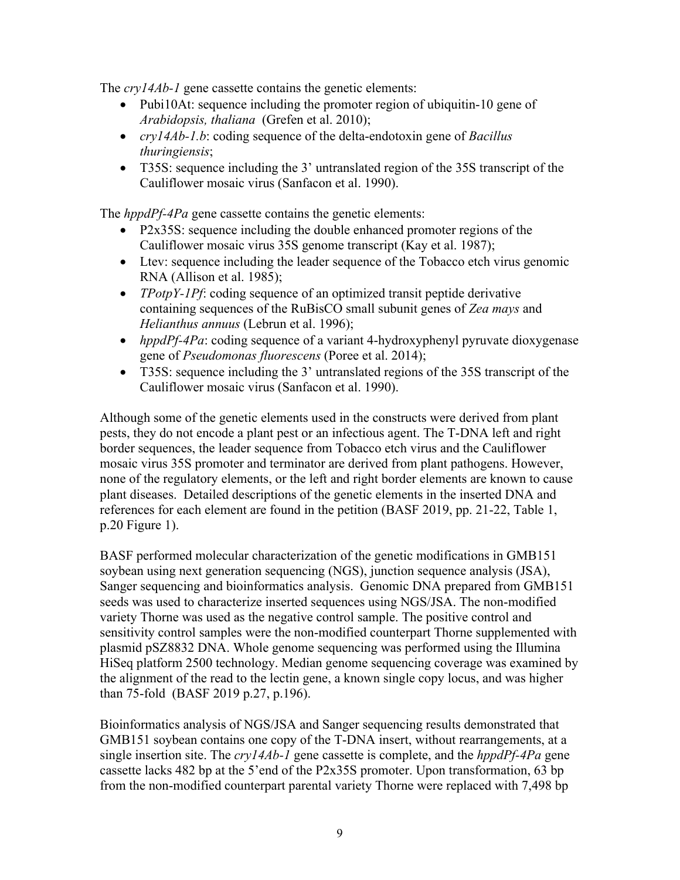The *cry14Ab-1* gene cassette contains the genetic elements:

- Pubi10At: sequence including the promoter region of ubiquitin-10 gene of *Arabidopsis, thaliana* (Grefen et al. 2010);
- *cry14Ab-1.b*: coding sequence of the delta-endotoxin gene of *Bacillus thuringiensis*;
- T35S: sequence including the 3' untranslated region of the 35S transcript of the Cauliflower mosaic virus (Sanfacon et al. 1990).

The *hppdPf-4Pa* gene cassette contains the genetic elements:

- P2x35S: sequence including the double enhanced promoter regions of the Cauliflower mosaic virus 35S genome transcript (Kay et al. 1987);
- Ltev: sequence including the leader sequence of the Tobacco etch virus genomic RNA (Allison et al. 1985);
- *TPotpY-1Pf*: coding sequence of an optimized transit peptide derivative containing sequences of the RuBisCO small subunit genes of *Zea mays* and *Helianthus annuus* (Lebrun et al. 1996);
- *hppdPf-4Pa*: coding sequence of a variant 4-hydroxyphenyl pyruvate dioxygenase gene of *Pseudomonas fluorescens* (Poree et al. 2014);
- T35S: sequence including the 3' untranslated regions of the 35S transcript of the Cauliflower mosaic virus (Sanfacon et al. 1990).

Although some of the genetic elements used in the constructs were derived from plant pests, they do not encode a plant pest or an infectious agent. The T-DNA left and right border sequences, the leader sequence from Tobacco etch virus and the Cauliflower mosaic virus 35S promoter and terminator are derived from plant pathogens. However, none of the regulatory elements, or the left and right border elements are known to cause plant diseases. Detailed descriptions of the genetic elements in the inserted DNA and references for each element are found in the petition (BASF 2019, pp. 21-22, Table 1, p.20 Figure 1).

BASF performed molecular characterization of the genetic modifications in GMB151 soybean using next generation sequencing (NGS), junction sequence analysis (JSA), Sanger sequencing and bioinformatics analysis. Genomic DNA prepared from GMB151 seeds was used to characterize inserted sequences using NGS/JSA. The non-modified variety Thorne was used as the negative control sample. The positive control and sensitivity control samples were the non-modified counterpart Thorne supplemented with plasmid pSZ8832 DNA. Whole genome sequencing was performed using the Illumina HiSeq platform 2500 technology. Median genome sequencing coverage was examined by the alignment of the read to the lectin gene, a known single copy locus, and was higher than 75-fold (BASF 2019 p.27, p.196).

Bioinformatics analysis of NGS/JSA and Sanger sequencing results demonstrated that GMB151 soybean contains one copy of the T-DNA insert, without rearrangements, at a single insertion site. The *cry14Ab-1* gene cassette is complete, and the *hppdPf-4Pa* gene cassette lacks 482 bp at the 5'end of the P2x35S promoter. Upon transformation, 63 bp from the non-modified counterpart parental variety Thorne were replaced with 7,498 bp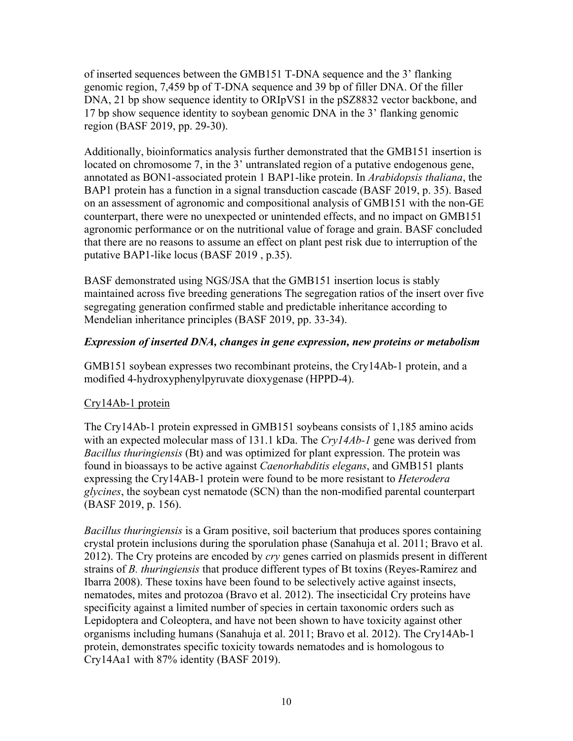of inserted sequences between the GMB151 T-DNA sequence and the 3' flanking genomic region, 7,459 bp of T-DNA sequence and 39 bp of filler DNA. Of the filler DNA, 21 bp show sequence identity to ORIpVS1 in the pSZ8832 vector backbone, and 17 bp show sequence identity to soybean genomic DNA in the 3' flanking genomic region (BASF 2019, pp. 29-30).

Additionally, bioinformatics analysis further demonstrated that the GMB151 insertion is located on chromosome 7, in the 3' untranslated region of a putative endogenous gene, annotated as BON1-associated protein 1 BAP1-like protein. In *Arabidopsis thaliana*, the BAP1 protein has a function in a signal transduction cascade (BASF 2019, p. 35). Based on an assessment of agronomic and compositional analysis of GMB151 with the non-GE counterpart, there were no unexpected or unintended effects, and no impact on GMB151 agronomic performance or on the nutritional value of forage and grain. BASF concluded that there are no reasons to assume an effect on plant pest risk due to interruption of the putative BAP1-like locus (BASF 2019 , p.35).

BASF demonstrated using NGS/JSA that the GMB151 insertion locus is stably maintained across five breeding generations The segregation ratios of the insert over five segregating generation confirmed stable and predictable inheritance according to Mendelian inheritance principles (BASF 2019, pp. 33-34).

***Expression of inserted DNA, changes in gene expression, new proteins or metabolism***

GMB151 soybean expresses two recombinant proteins, the Cry14Ab-1 protein, and a modified 4-hydroxyphenylpyruvate dioxygenase (HPPD-4).

Cry14Ab-1 protein

The Cry14Ab-1 protein expressed in GMB151 soybeans consists of 1,185 amino acids with an expected molecular mass of 131.1 kDa. The *Cry14Ab-1* gene was derived from *Bacillus thuringiensis* (Bt) and was optimized for plant expression. The protein was found in bioassays to be active against *Caenorhabditis elegans*, and GMB151 plants expressing the Cry14AB-1 protein were found to be more resistant to *Heterodera glycines*, the soybean cyst nematode (SCN) than the non-modified parental counterpart (BASF 2019, p. 156).

*Bacillus thuringiensis* is a Gram positive, soil bacterium that produces spores containing crystal protein inclusions during the sporulation phase (Sanahuja et al. 2011; Bravo et al. 2012). The Cry proteins are encoded by *cry* genes carried on plasmids present in different strains of *B. thuringiensis* that produce different types of Bt toxins (Reyes-Ramirez and Ibarra 2008). These toxins have been found to be selectively active against insects, nematodes, mites and protozoa (Bravo et al. 2012). The insecticidal Cry proteins have specificity against a limited number of species in certain taxonomic orders such as Lepidoptera and Coleoptera, and have not been shown to have toxicity against other organisms including humans (Sanahuja et al. 2011; Bravo et al. 2012). The Cry14Ab-1 protein, demonstrates specific toxicity towards nematodes and is homologous to Cry14Aa1 with 87% identity (BASF 2019).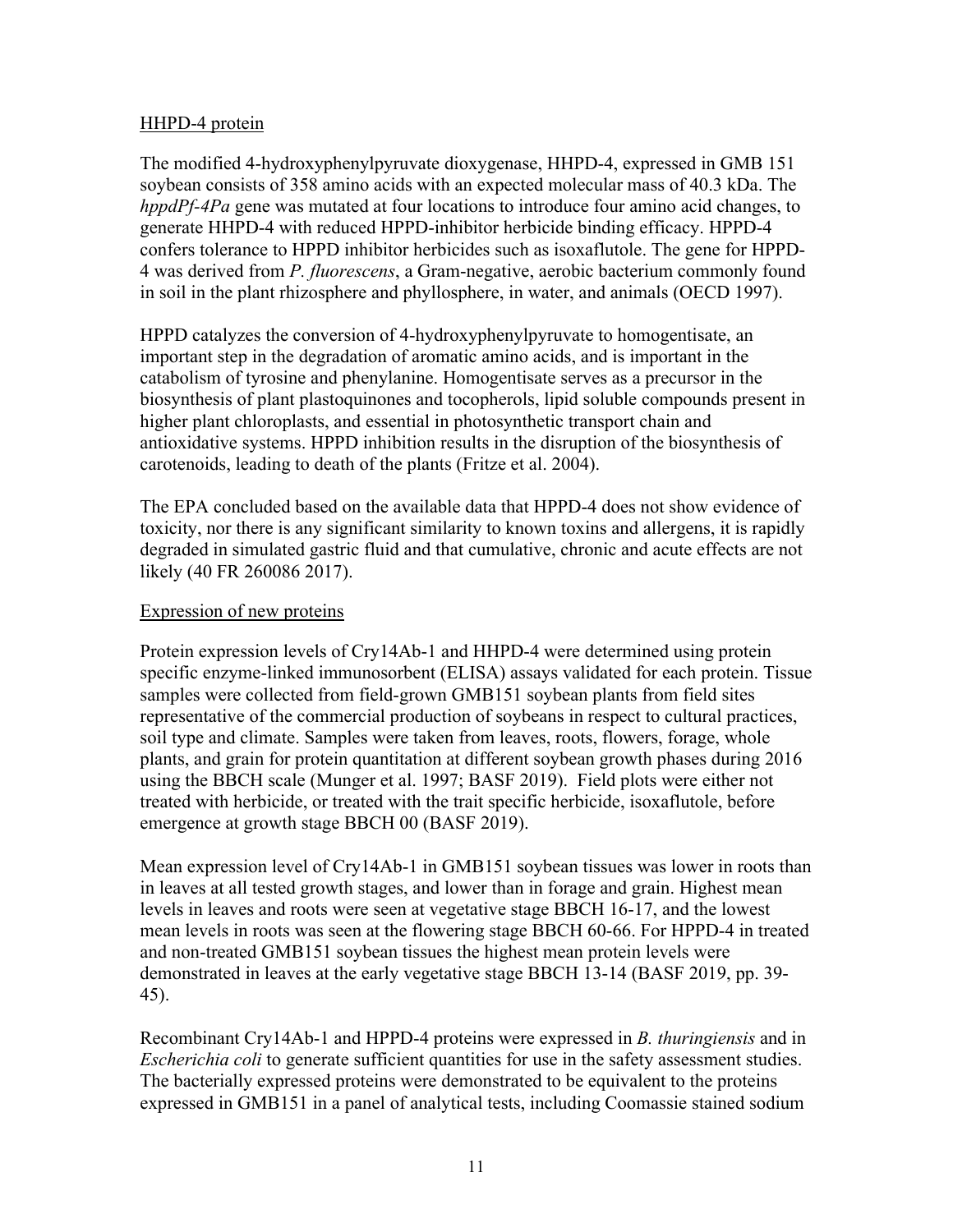HHPD-4 protein

The modified 4-hydroxyphenylpyruvate dioxygenase, HHPD-4, expressed in GMB 151 soybean consists of 358 amino acids with an expected molecular mass of 40.3 kDa. The *hppdPf-4Pa* gene was mutated at four locations to introduce four amino acid changes, to generate HHPD-4 with reduced HPPD-inhibitor herbicide binding efficacy. HPPD-4 confers tolerance to HPPD inhibitor herbicides such as isoxaflutole. The gene for HPPD-4 was derived from *P. fluorescens*, a Gram-negative, aerobic bacterium commonly found in soil in the plant rhizosphere and phyllosphere, in water, and animals (OECD 1997).

HPPD catalyzes the conversion of 4-hydroxyphenylpyruvate to homogentisate, an important step in the degradation of aromatic amino acids, and is important in the catabolism of tyrosine and phenylanine. Homogentisate serves as a precursor in the biosynthesis of plant plastoquinones and tocopherols, lipid soluble compounds present in higher plant chloroplasts, and essential in photosynthetic transport chain and antioxidative systems. HPPD inhibition results in the disruption of the biosynthesis of carotenoids, leading to death of the plants (Fritze et al. 2004).

The EPA concluded based on the available data that HPPD-4 does not show evidence of toxicity, nor there is any significant similarity to known toxins and allergens, it is rapidly degraded in simulated gastric fluid and that cumulative, chronic and acute effects are not likely (40 FR 260086 2017).

Expression of new proteins

Protein expression levels of Cry14Ab-1 and HHPD-4 were determined using protein specific enzyme-linked immunosorbent (ELISA) assays validated for each protein. Tissue samples were collected from field-grown GMB151 soybean plants from field sites representative of the commercial production of soybeans in respect to cultural practices, soil type and climate. Samples were taken from leaves, roots, flowers, forage, whole plants, and grain for protein quantitation at different soybean growth phases during 2016 using the BBCH scale (Munger et al. 1997; BASF 2019). Field plots were either not treated with herbicide, or treated with the trait specific herbicide, isoxaflutole, before emergence at growth stage BBCH 00 (BASF 2019).

Mean expression level of Cry14Ab-1 in GMB151 soybean tissues was lower in roots than in leaves at all tested growth stages, and lower than in forage and grain. Highest mean levels in leaves and roots were seen at vegetative stage BBCH 16-17, and the lowest mean levels in roots was seen at the flowering stage BBCH 60-66. For HPPD-4 in treated and non-treated GMB151 soybean tissues the highest mean protein levels were demonstrated in leaves at the early vegetative stage BBCH 13-14 (BASF 2019, pp. 39-45).

Recombinant Cry14Ab-1 and HPPD-4 proteins were expressed in *B. thuringiensis* and in *Escherichia coli* to generate sufficient quantities for use in the safety assessment studies. The bacterially expressed proteins were demonstrated to be equivalent to the proteins expressed in GMB151 in a panel of analytical tests, including Coomassie stained sodium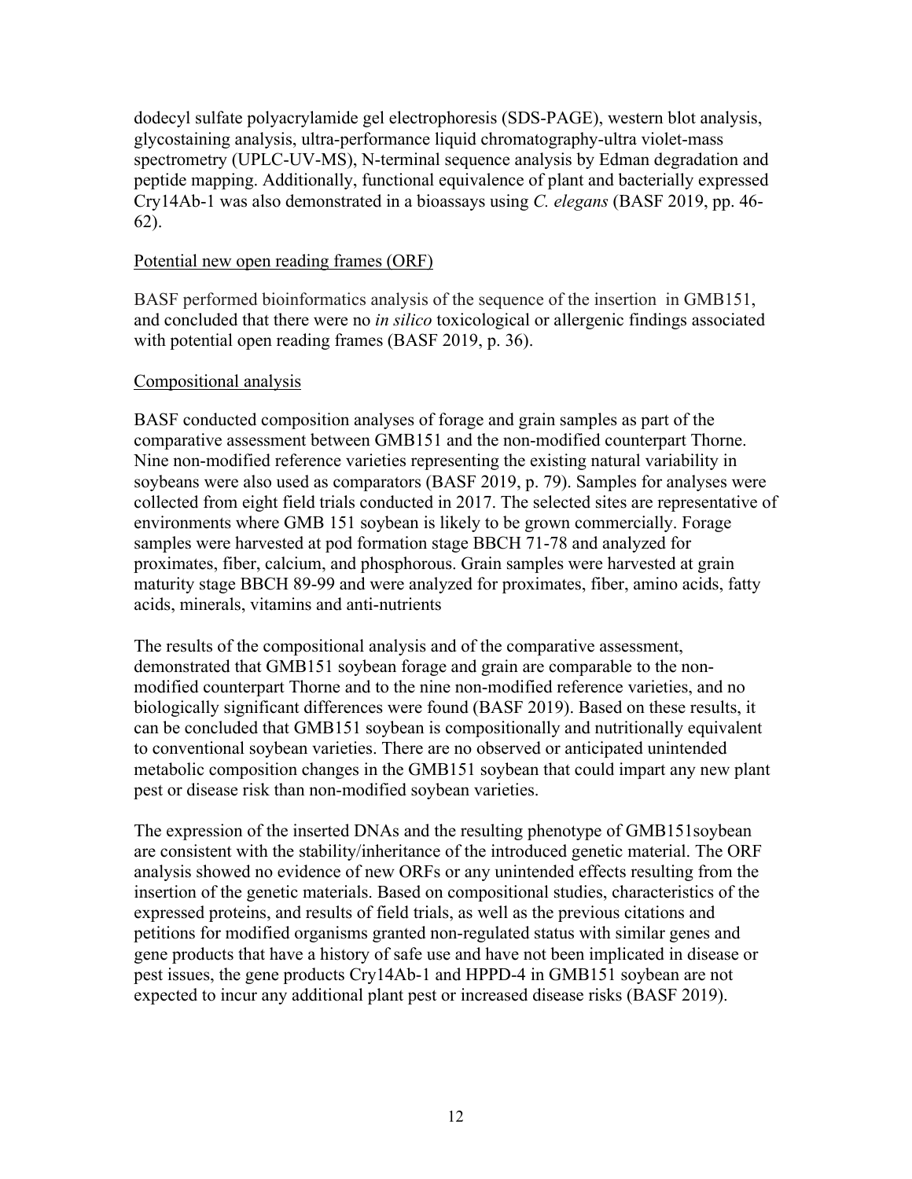dodecyl sulfate polyacrylamide gel electrophoresis (SDS-PAGE), western blot analysis, glycostaining analysis, ultra-performance liquid chromatography-ultra violet-mass spectrometry (UPLC-UV-MS), N-terminal sequence analysis by Edman degradation and peptide mapping. Additionally, functional equivalence of plant and bacterially expressed Cry14Ab-1 was also demonstrated in a bioassays using *C. elegans* (BASF 2019, pp. 46-62).

Potential new open reading frames (ORF)

BASF performed bioinformatics analysis of the sequence of the insertion in GMB151, and concluded that there were no *in silico* toxicological or allergenic findings associated with potential open reading frames (BASF 2019, p. 36).

Compositional analysis

BASF conducted composition analyses of forage and grain samples as part of the comparative assessment between GMB151 and the non-modified counterpart Thorne. Nine non-modified reference varieties representing the existing natural variability in soybeans were also used as comparators (BASF 2019, p. 79). Samples for analyses were collected from eight field trials conducted in 2017. The selected sites are representative of environments where GMB 151 soybean is likely to be grown commercially. Forage samples were harvested at pod formation stage BBCH 71-78 and analyzed for proximates, fiber, calcium, and phosphorous. Grain samples were harvested at grain maturity stage BBCH 89-99 and were analyzed for proximates, fiber, amino acids, fatty acids, minerals, vitamins and anti-nutrients

The results of the compositional analysis and of the comparative assessment, demonstrated that GMB151 soybean forage and grain are comparable to the non-modified counterpart Thorne and to the nine non-modified reference varieties, and no biologically significant differences were found (BASF 2019). Based on these results, it can be concluded that GMB151 soybean is compositionally and nutritionally equivalent to conventional soybean varieties. There are no observed or anticipated unintended metabolic composition changes in the GMB151 soybean that could impart any new plant pest or disease risk than non-modified soybean varieties.

The expression of the inserted DNAs and the resulting phenotype of GMB151soybean are consistent with the stability/inheritance of the introduced genetic material. The ORF analysis showed no evidence of new ORFs or any unintended effects resulting from the insertion of the genetic materials. Based on compositional studies, characteristics of the expressed proteins, and results of field trials, as well as the previous citations and petitions for modified organisms granted non-regulated status with similar genes and gene products that have a history of safe use and have not been implicated in disease or pest issues, the gene products Cry14Ab-1 and HPPD-4 in GMB151 soybean are not expected to incur any additional plant pest or increased disease risks (BASF 2019).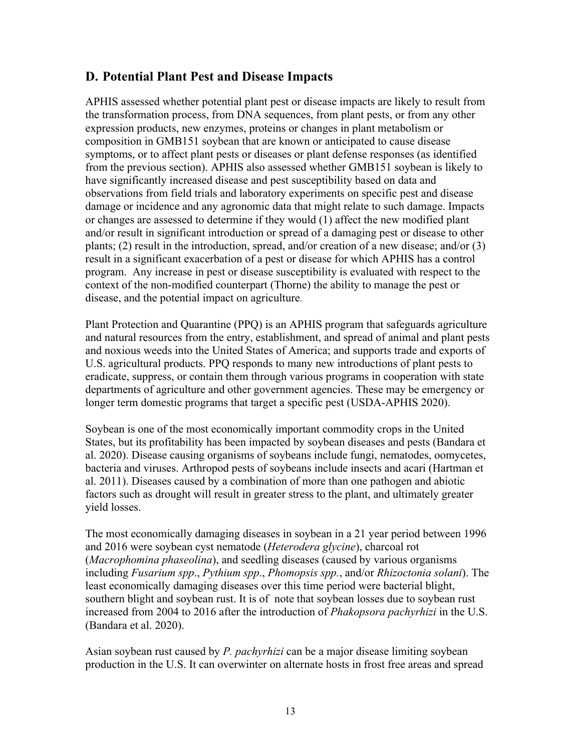## D. Potential Plant Pest and Disease Impacts

APHIS assessed whether potential plant pest or disease impacts are likely to result from the transformation process, from DNA sequences, from plant pests, or from any other expression products, new enzymes, proteins or changes in plant metabolism or composition in GMB151 soybean that are known or anticipated to cause disease symptoms, or to affect plant pests or diseases or plant defense responses (as identified from the previous section). APHIS also assessed whether GMB151 soybean is likely to have significantly increased disease and pest susceptibility based on data and observations from field trials and laboratory experiments on specific pest and disease damage or incidence and any agronomic data that might relate to such damage. Impacts or changes are assessed to determine if they would (1) affect the new modified plant and/or result in significant introduction or spread of a damaging pest or disease to other plants; (2) result in the introduction, spread, and/or creation of a new disease; and/or (3) result in a significant exacerbation of a pest or disease for which APHIS has a control program. Any increase in pest or disease susceptibility is evaluated with respect to the context of the non-modified counterpart (Thorne) the ability to manage the pest or disease, and the potential impact on agriculture.

Plant Protection and Quarantine (PPQ) is an APHIS program that safeguards agriculture and natural resources from the entry, establishment, and spread of animal and plant pests and noxious weeds into the United States of America; and supports trade and exports of U.S. agricultural products. PPQ responds to many new introductions of plant pests to eradicate, suppress, or contain them through various programs in cooperation with state departments of agriculture and other government agencies. These may be emergency or longer term domestic programs that target a specific pest (USDA-APHIS 2020).

Soybean is one of the most economically important commodity crops in the United States, but its profitability has been impacted by soybean diseases and pests (Bandara et al. 2020). Disease causing organisms of soybeans include fungi, nematodes, oomycetes, bacteria and viruses. Arthropod pests of soybeans include insects and acari (Hartman et al. 2011). Diseases caused by a combination of more than one pathogen and abiotic factors such as drought will result in greater stress to the plant, and ultimately greater yield losses.

The most economically damaging diseases in soybean in a 21 year period between 1996 and 2016 were soybean cyst nematode (*Heterodera glycine*), charcoal rot (*Macrophomina phaseolina*), and seedling diseases (caused by various organisms including *Fusarium spp*., *Pythium spp*., *Phomopsis spp.*, and/or *Rhizoctonia solani*). The least economically damaging diseases over this time period were bacterial blight, southern blight and soybean rust. It is of note that soybean losses due to soybean rust increased from 2004 to 2016 after the introduction of *Phakopsora pachyrhizi* in the U.S. (Bandara et al. 2020).

Asian soybean rust caused by *P. pachyrhizi* can be a major disease limiting soybean production in the U.S. It can overwinter on alternate hosts in frost free areas and spread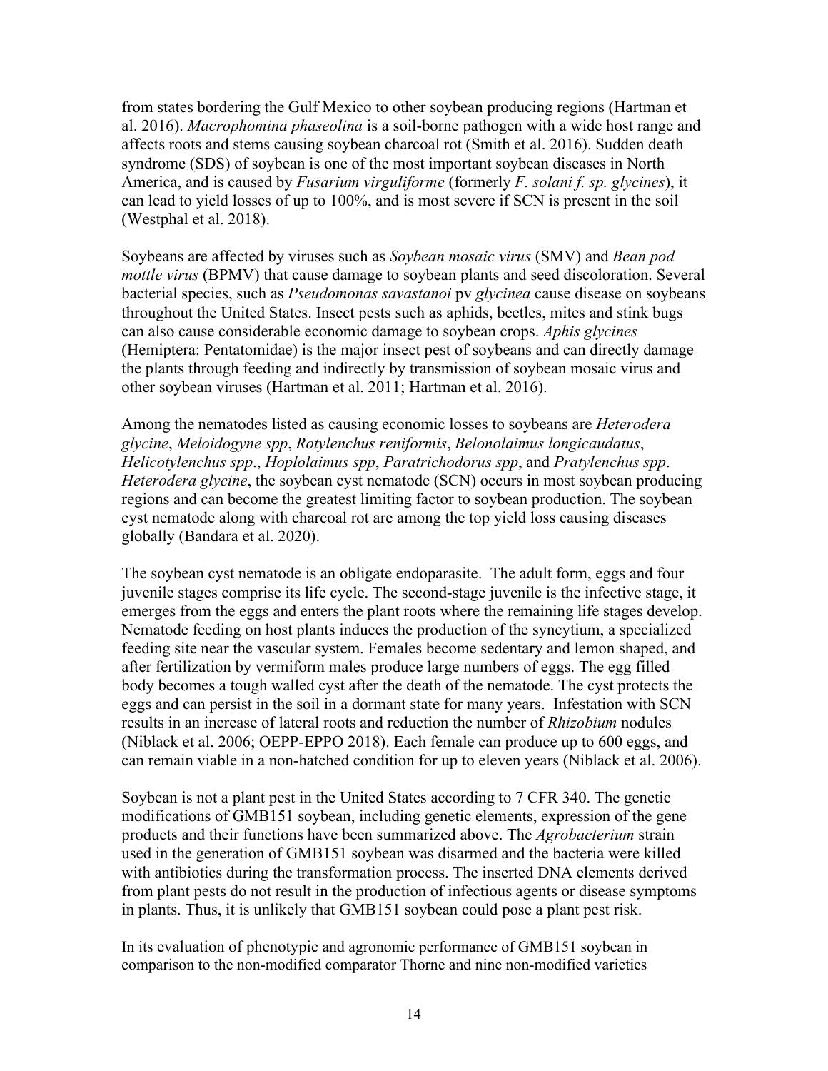from states bordering the Gulf Mexico to other soybean producing regions (Hartman et al. 2016). *Macrophomina phaseolina* is a soil-borne pathogen with a wide host range and affects roots and stems causing soybean charcoal rot (Smith et al. 2016). Sudden death syndrome (SDS) of soybean is one of the most important soybean diseases in North America, and is caused by *Fusarium virguliforme* (formerly *F. solani f. sp. glycines*), it can lead to yield losses of up to 100%, and is most severe if SCN is present in the soil (Westphal et al. 2018).

Soybeans are affected by viruses such as *Soybean mosaic virus* (SMV) and *Bean pod mottle virus* (BPMV) that cause damage to soybean plants and seed discoloration. Several bacterial species, such as *Pseudomonas savastanoi* pv *glycinea* cause disease on soybeans throughout the United States. Insect pests such as aphids, beetles, mites and stink bugs can also cause considerable economic damage to soybean crops. *Aphis glycines* (Hemiptera: Pentatomidae) is the major insect pest of soybeans and can directly damage the plants through feeding and indirectly by transmission of soybean mosaic virus and other soybean viruses (Hartman et al. 2011; Hartman et al. 2016).

Among the nematodes listed as causing economic losses to soybeans are *Heterodera glycine*, *Meloidogyne spp*, *Rotylenchus reniformis*, *Belonolaimus longicaudatus*, *Helicotylenchus spp*., *Hoplolaimus spp*, *Paratrichodorus spp*, and *Pratylenchus spp*. *Heterodera glycine*, the soybean cyst nematode (SCN) occurs in most soybean producing regions and can become the greatest limiting factor to soybean production. The soybean cyst nematode along with charcoal rot are among the top yield loss causing diseases globally (Bandara et al. 2020).

The soybean cyst nematode is an obligate endoparasite. The adult form, eggs and four juvenile stages comprise its life cycle. The second-stage juvenile is the infective stage, it emerges from the eggs and enters the plant roots where the remaining life stages develop. Nematode feeding on host plants induces the production of the syncytium, a specialized feeding site near the vascular system. Females become sedentary and lemon shaped, and after fertilization by vermiform males produce large numbers of eggs. The egg filled body becomes a tough walled cyst after the death of the nematode. The cyst protects the eggs and can persist in the soil in a dormant state for many years. Infestation with SCN results in an increase of lateral roots and reduction the number of *Rhizobium* nodules (Niblack et al. 2006; OEPP-EPPO 2018). Each female can produce up to 600 eggs, and can remain viable in a non-hatched condition for up to eleven years (Niblack et al. 2006).

Soybean is not a plant pest in the United States according to 7 CFR 340. The genetic modifications of GMB151 soybean, including genetic elements, expression of the gene products and their functions have been summarized above. The *Agrobacterium* strain used in the generation of GMB151 soybean was disarmed and the bacteria were killed with antibiotics during the transformation process. The inserted DNA elements derived from plant pests do not result in the production of infectious agents or disease symptoms in plants. Thus, it is unlikely that GMB151 soybean could pose a plant pest risk.

In its evaluation of phenotypic and agronomic performance of GMB151 soybean in comparison to the non-modified comparator Thorne and nine non-modified varieties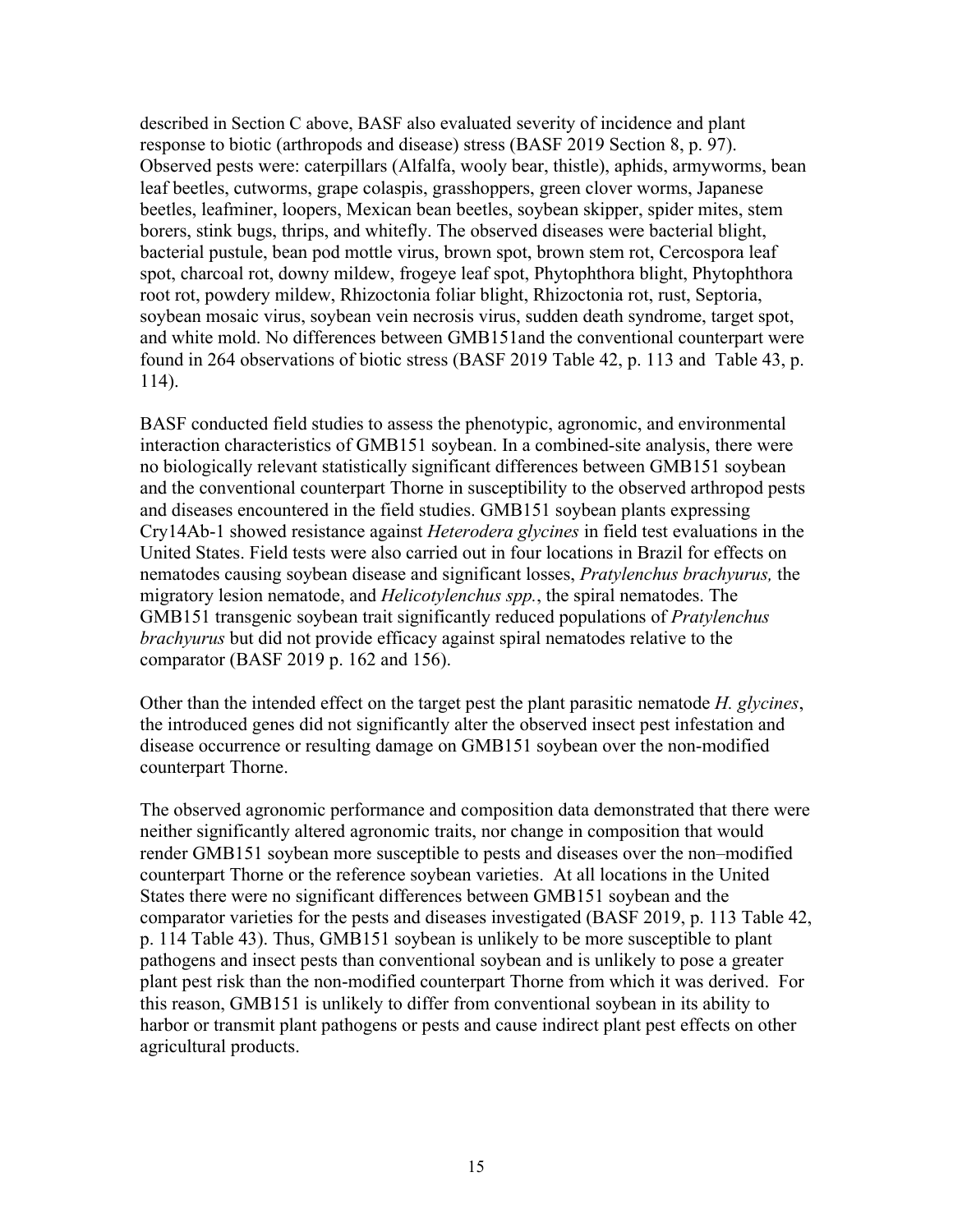described in Section C above, BASF also evaluated severity of incidence and plant response to biotic (arthropods and disease) stress (BASF 2019 Section 8, p. 97). Observed pests were: caterpillars (Alfalfa, wooly bear, thistle), aphids, armyworms, bean leaf beetles, cutworms, grape colaspis, grasshoppers, green clover worms, Japanese beetles, leafminer, loopers, Mexican bean beetles, soybean skipper, spider mites, stem borers, stink bugs, thrips, and whitefly. The observed diseases were bacterial blight, bacterial pustule, bean pod mottle virus, brown spot, brown stem rot, Cercospora leaf spot, charcoal rot, downy mildew, frogeye leaf spot, Phytophthora blight, Phytophthora root rot, powdery mildew, Rhizoctonia foliar blight, Rhizoctonia rot, rust, Septoria, soybean mosaic virus, soybean vein necrosis virus, sudden death syndrome, target spot, and white mold. No differences between GMB151and the conventional counterpart were found in 264 observations of biotic stress (BASF 2019 Table 42, p. 113 and Table 43, p. 114).

BASF conducted field studies to assess the phenotypic, agronomic, and environmental interaction characteristics of GMB151 soybean. In a combined-site analysis, there were no biologically relevant statistically significant differences between GMB151 soybean and the conventional counterpart Thorne in susceptibility to the observed arthropod pests and diseases encountered in the field studies. GMB151 soybean plants expressing Cry14Ab-1 showed resistance against *Heterodera glycines* in field test evaluations in the United States. Field tests were also carried out in four locations in Brazil for effects on nematodes causing soybean disease and significant losses, *Pratylenchus brachyurus,* the migratory lesion nematode, and *Helicotylenchus spp.*, the spiral nematodes. The GMB151 transgenic soybean trait significantly reduced populations of *Pratylenchus brachyurus* but did not provide efficacy against spiral nematodes relative to the comparator (BASF 2019 p. 162 and 156).

Other than the intended effect on the target pest the plant parasitic nematode *H. glycines*, the introduced genes did not significantly alter the observed insect pest infestation and disease occurrence or resulting damage on GMB151 soybean over the non-modified counterpart Thorne.

The observed agronomic performance and composition data demonstrated that there were neither significantly altered agronomic traits, nor change in composition that would render GMB151 soybean more susceptible to pests and diseases over the non–modified counterpart Thorne or the reference soybean varieties. At all locations in the United States there were no significant differences between GMB151 soybean and the comparator varieties for the pests and diseases investigated (BASF 2019, p. 113 Table 42, p. 114 Table 43). Thus, GMB151 soybean is unlikely to be more susceptible to plant pathogens and insect pests than conventional soybean and is unlikely to pose a greater plant pest risk than the non-modified counterpart Thorne from which it was derived. For this reason, GMB151 is unlikely to differ from conventional soybean in its ability to harbor or transmit plant pathogens or pests and cause indirect plant pest effects on other agricultural products.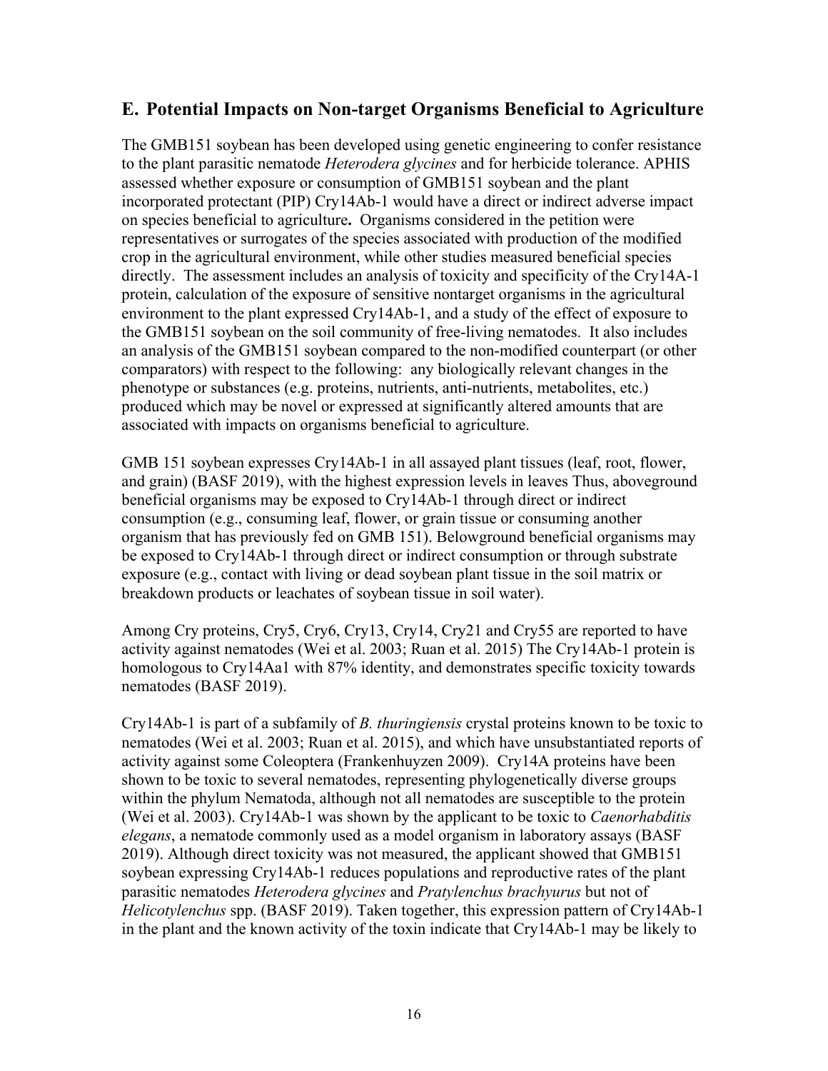## E. Potential Impacts on Non-target Organisms Beneficial to Agriculture

The GMB151 soybean has been developed using genetic engineering to confer resistance to the plant parasitic nematode *Heterodera glycines* and for herbicide tolerance. APHIS assessed whether exposure or consumption of GMB151 soybean and the plant incorporated protectant (PIP) Cry14Ab-1 would have a direct or indirect adverse impact on species beneficial to agriculture**.** Organisms considered in the petition were representatives or surrogates of the species associated with production of the modified crop in the agricultural environment, while other studies measured beneficial species directly. The assessment includes an analysis of toxicity and specificity of the Cry14A-1 protein, calculation of the exposure of sensitive nontarget organisms in the agricultural environment to the plant expressed Cry14Ab-1, and a study of the effect of exposure to the GMB151 soybean on the soil community of free-living nematodes. It also includes an analysis of the GMB151 soybean compared to the non-modified counterpart (or other comparators) with respect to the following: any biologically relevant changes in the phenotype or substances (e.g. proteins, nutrients, anti-nutrients, metabolites, etc.) produced which may be novel or expressed at significantly altered amounts that are associated with impacts on organisms beneficial to agriculture.

GMB 151 soybean expresses Cry14Ab-1 in all assayed plant tissues (leaf, root, flower, and grain) (BASF 2019), with the highest expression levels in leaves Thus, aboveground beneficial organisms may be exposed to Cry14Ab-1 through direct or indirect consumption (e.g., consuming leaf, flower, or grain tissue or consuming another organism that has previously fed on GMB 151). Belowground beneficial organisms may be exposed to Cry14Ab-1 through direct or indirect consumption or through substrate exposure (e.g., contact with living or dead soybean plant tissue in the soil matrix or breakdown products or leachates of soybean tissue in soil water).

Among Cry proteins, Cry5, Cry6, Cry13, Cry14, Cry21 and Cry55 are reported to have activity against nematodes (Wei et al. 2003; Ruan et al. 2015) The Cry14Ab-1 protein is homologous to Cry14Aa1 with 87% identity, and demonstrates specific toxicity towards nematodes (BASF 2019).

Cry14Ab-1 is part of a subfamily of *B. thuringiensis* crystal proteins known to be toxic to nematodes (Wei et al. 2003; Ruan et al. 2015), and which have unsubstantiated reports of activity against some Coleoptera (Frankenhuyzen 2009). Cry14A proteins have been shown to be toxic to several nematodes, representing phylogenetically diverse groups within the phylum Nematoda, although not all nematodes are susceptible to the protein (Wei et al. 2003). Cry14Ab-1 was shown by the applicant to be toxic to *Caenorhabditis elegans*, a nematode commonly used as a model organism in laboratory assays (BASF 2019). Although direct toxicity was not measured, the applicant showed that GMB151 soybean expressing Cry14Ab-1 reduces populations and reproductive rates of the plant parasitic nematodes *Heterodera glycines* and *Pratylenchus brachyurus* but not of *Helicotylenchus* spp. (BASF 2019). Taken together, this expression pattern of Cry14Ab-1 in the plant and the known activity of the toxin indicate that Cry14Ab-1 may be likely to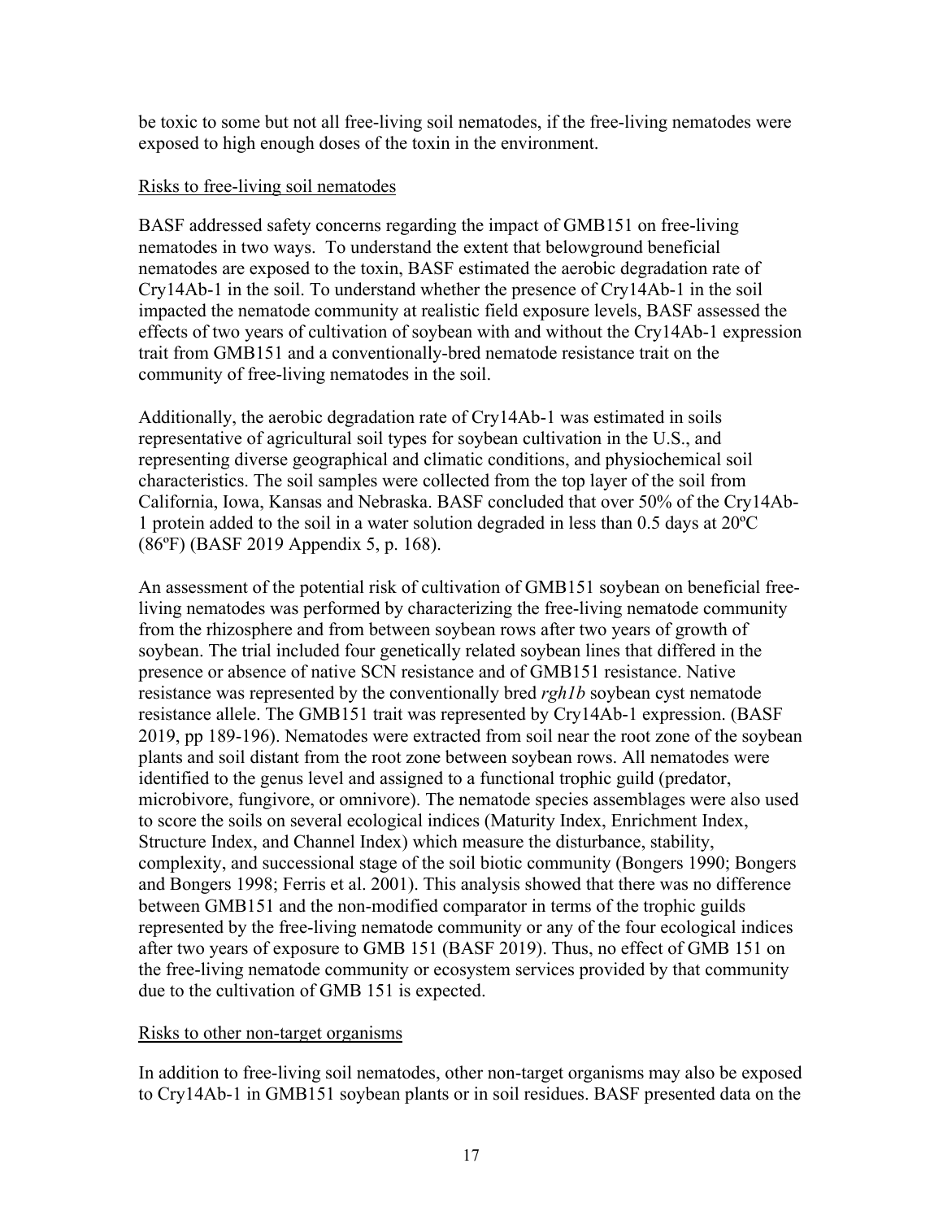be toxic to some but not all free-living soil nematodes, if the free-living nematodes were exposed to high enough doses of the toxin in the environment.

Risks to free-living soil nematodes

BASF addressed safety concerns regarding the impact of GMB151 on free-living nematodes in two ways. To understand the extent that belowground beneficial nematodes are exposed to the toxin, BASF estimated the aerobic degradation rate of Cry14Ab-1 in the soil. To understand whether the presence of Cry14Ab-1 in the soil impacted the nematode community at realistic field exposure levels, BASF assessed the effects of two years of cultivation of soybean with and without the Cry14Ab-1 expression trait from GMB151 and a conventionally-bred nematode resistance trait on the community of free-living nematodes in the soil.

Additionally, the aerobic degradation rate of Cry14Ab-1 was estimated in soils representative of agricultural soil types for soybean cultivation in the U.S., and representing diverse geographical and climatic conditions, and physiochemical soil characteristics. The soil samples were collected from the top layer of the soil from California, Iowa, Kansas and Nebraska. BASF concluded that over 50% of the Cry14Ab-1 protein added to the soil in a water solution degraded in less than 0.5 days at 20ºC (86ºF) (BASF 2019 Appendix 5, p. 168).

An assessment of the potential risk of cultivation of GMB151 soybean on beneficial free-living nematodes was performed by characterizing the free-living nematode community from the rhizosphere and from between soybean rows after two years of growth of soybean. The trial included four genetically related soybean lines that differed in the presence or absence of native SCN resistance and of GMB151 resistance. Native resistance was represented by the conventionally bred *rgh1b* soybean cyst nematode resistance allele. The GMB151 trait was represented by Cry14Ab-1 expression. (BASF 2019, pp 189-196). Nematodes were extracted from soil near the root zone of the soybean plants and soil distant from the root zone between soybean rows. All nematodes were identified to the genus level and assigned to a functional trophic guild (predator, microbivore, fungivore, or omnivore). The nematode species assemblages were also used to score the soils on several ecological indices (Maturity Index, Enrichment Index, Structure Index, and Channel Index) which measure the disturbance, stability, complexity, and successional stage of the soil biotic community (Bongers 1990; Bongers and Bongers 1998; Ferris et al. 2001). This analysis showed that there was no difference between GMB151 and the non-modified comparator in terms of the trophic guilds represented by the free-living nematode community or any of the four ecological indices after two years of exposure to GMB 151 (BASF 2019). Thus, no effect of GMB 151 on the free-living nematode community or ecosystem services provided by that community due to the cultivation of GMB 151 is expected.

Risks to other non-target organisms

In addition to free-living soil nematodes, other non-target organisms may also be exposed to Cry14Ab-1 in GMB151 soybean plants or in soil residues. BASF presented data on the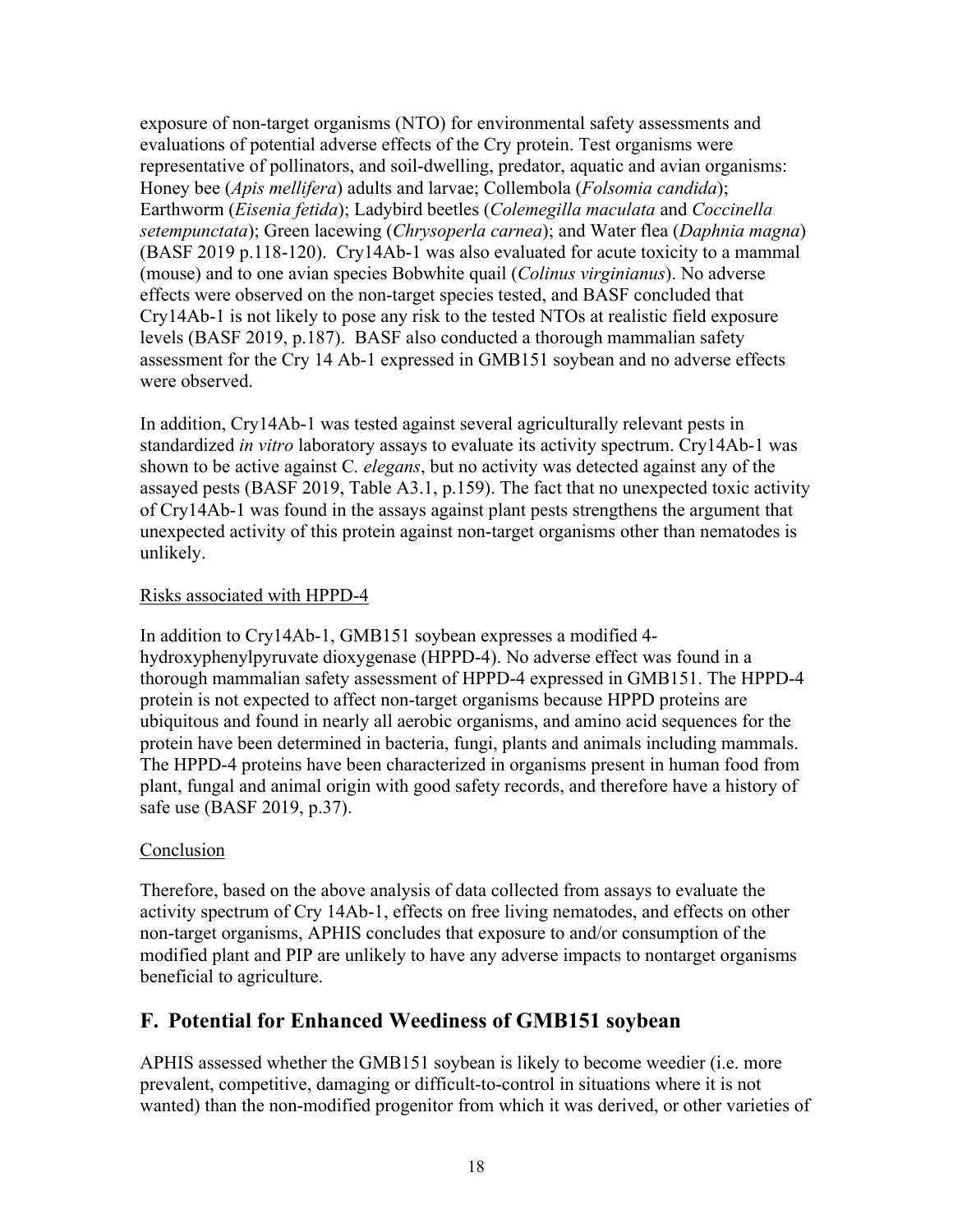exposure of non-target organisms (NTO) for environmental safety assessments and evaluations of potential adverse effects of the Cry protein. Test organisms were representative of pollinators, and soil-dwelling, predator, aquatic and avian organisms: Honey bee (*Apis mellifera*) adults and larvae; Collembola (*Folsomia candida*); Earthworm (*Eisenia fetida*); Ladybird beetles (*Colemegilla maculata* and *Coccinella setempunctata*); Green lacewing (*Chrysoperla carnea*); and Water flea (*Daphnia magna*) (BASF 2019 p.118-120). Cry14Ab-1 was also evaluated for acute toxicity to a mammal (mouse) and to one avian species Bobwhite quail (*Colinus virginianus*). No adverse effects were observed on the non-target species tested, and BASF concluded that Cry14Ab-1 is not likely to pose any risk to the tested NTOs at realistic field exposure levels (BASF 2019, p.187). BASF also conducted a thorough mammalian safety assessment for the Cry 14 Ab-1 expressed in GMB151 soybean and no adverse effects were observed.

In addition, Cry14Ab-1 was tested against several agriculturally relevant pests in standardized *in vitro* laboratory assays to evaluate its activity spectrum. Cry14Ab-1 was shown to be active against C*. elegans*, but no activity was detected against any of the assayed pests (BASF 2019, Table A3.1, p.159). The fact that no unexpected toxic activity of Cry14Ab-1 was found in the assays against plant pests strengthens the argument that unexpected activity of this protein against non-target organisms other than nematodes is unlikely.

Risks associated with HPPD-4

In addition to Cry14Ab-1, GMB151 soybean expresses a modified 4-hydroxyphenylpyruvate dioxygenase (HPPD-4). No adverse effect was found in a thorough mammalian safety assessment of HPPD-4 expressed in GMB151. The HPPD-4 protein is not expected to affect non-target organisms because HPPD proteins are ubiquitous and found in nearly all aerobic organisms, and amino acid sequences for the protein have been determined in bacteria, fungi, plants and animals including mammals. The HPPD-4 proteins have been characterized in organisms present in human food from plant, fungal and animal origin with good safety records, and therefore have a history of safe use (BASF 2019, p.37).

Conclusion

Therefore, based on the above analysis of data collected from assays to evaluate the activity spectrum of Cry 14Ab-1, effects on free living nematodes, and effects on other non-target organisms, APHIS concludes that exposure to and/or consumption of the modified plant and PIP are unlikely to have any adverse impacts to nontarget organisms beneficial to agriculture.

## F. Potential for Enhanced Weediness of GMB151 soybean

APHIS assessed whether the GMB151 soybean is likely to become weedier (i.e. more prevalent, competitive, damaging or difficult-to-control in situations where it is not wanted) than the non-modified progenitor from which it was derived, or other varieties of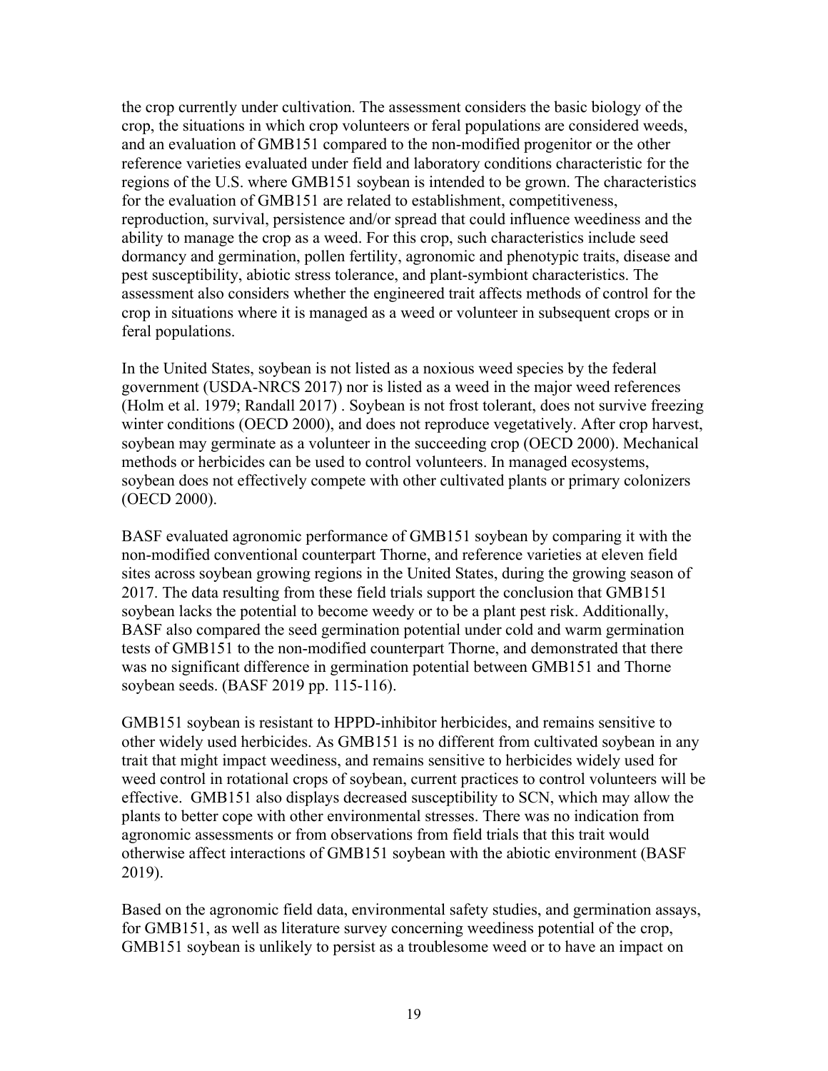the crop currently under cultivation. The assessment considers the basic biology of the crop, the situations in which crop volunteers or feral populations are considered weeds, and an evaluation of GMB151 compared to the non-modified progenitor or the other reference varieties evaluated under field and laboratory conditions characteristic for the regions of the U.S. where GMB151 soybean is intended to be grown. The characteristics for the evaluation of GMB151 are related to establishment, competitiveness, reproduction, survival, persistence and/or spread that could influence weediness and the ability to manage the crop as a weed. For this crop, such characteristics include seed dormancy and germination, pollen fertility, agronomic and phenotypic traits, disease and pest susceptibility, abiotic stress tolerance, and plant-symbiont characteristics. The assessment also considers whether the engineered trait affects methods of control for the crop in situations where it is managed as a weed or volunteer in subsequent crops or in feral populations.

In the United States, soybean is not listed as a noxious weed species by the federal government (USDA-NRCS 2017) nor is listed as a weed in the major weed references (Holm et al. 1979; Randall 2017) . Soybean is not frost tolerant, does not survive freezing winter conditions (OECD 2000), and does not reproduce vegetatively. After crop harvest, soybean may germinate as a volunteer in the succeeding crop (OECD 2000). Mechanical methods or herbicides can be used to control volunteers. In managed ecosystems, soybean does not effectively compete with other cultivated plants or primary colonizers (OECD 2000).

BASF evaluated agronomic performance of GMB151 soybean by comparing it with the non-modified conventional counterpart Thorne, and reference varieties at eleven field sites across soybean growing regions in the United States, during the growing season of 2017. The data resulting from these field trials support the conclusion that GMB151 soybean lacks the potential to become weedy or to be a plant pest risk. Additionally, BASF also compared the seed germination potential under cold and warm germination tests of GMB151 to the non-modified counterpart Thorne, and demonstrated that there was no significant difference in germination potential between GMB151 and Thorne soybean seeds. (BASF 2019 pp. 115-116).

GMB151 soybean is resistant to HPPD-inhibitor herbicides, and remains sensitive to other widely used herbicides. As GMB151 is no different from cultivated soybean in any trait that might impact weediness, and remains sensitive to herbicides widely used for weed control in rotational crops of soybean, current practices to control volunteers will be effective. GMB151 also displays decreased susceptibility to SCN, which may allow the plants to better cope with other environmental stresses. There was no indication from agronomic assessments or from observations from field trials that this trait would otherwise affect interactions of GMB151 soybean with the abiotic environment (BASF 2019).

Based on the agronomic field data, environmental safety studies, and germination assays, for GMB151, as well as literature survey concerning weediness potential of the crop, GMB151 soybean is unlikely to persist as a troublesome weed or to have an impact on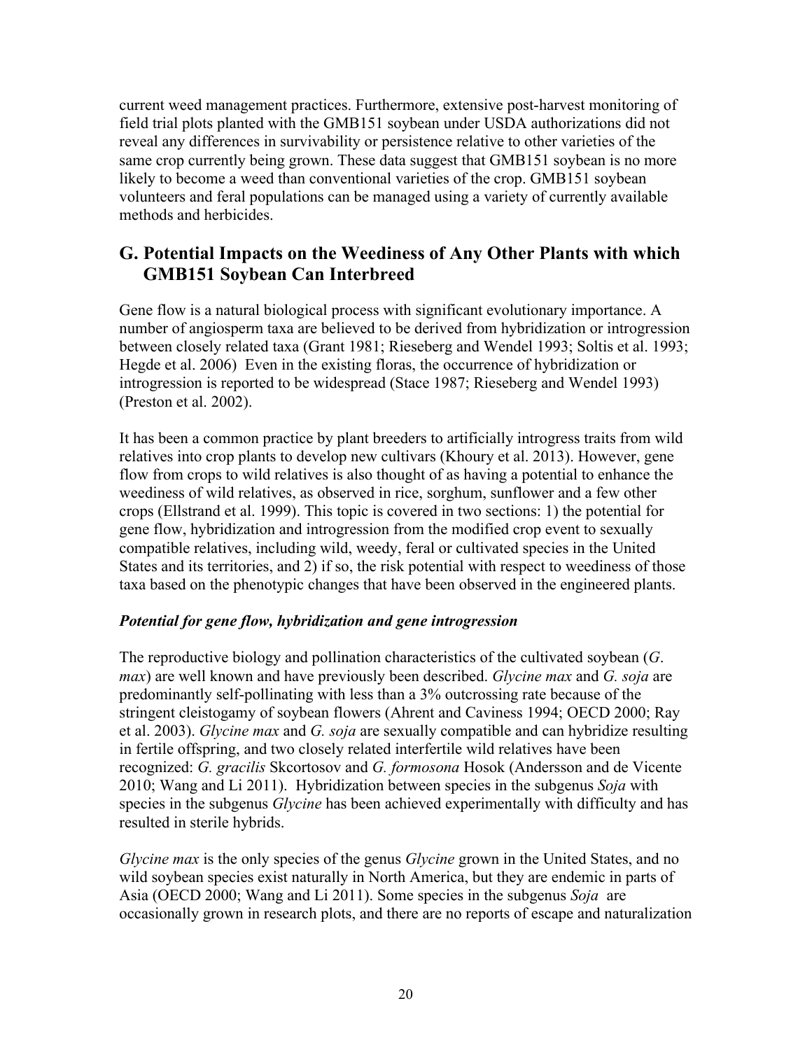current weed management practices. Furthermore, extensive post-harvest monitoring of field trial plots planted with the GMB151 soybean under USDA authorizations did not reveal any differences in survivability or persistence relative to other varieties of the same crop currently being grown. These data suggest that GMB151 soybean is no more likely to become a weed than conventional varieties of the crop. GMB151 soybean volunteers and feral populations can be managed using a variety of currently available methods and herbicides.

## G. Potential Impacts on the Weediness of Any Other Plants with which GMB151 Soybean Can Interbreed

Gene flow is a natural biological process with significant evolutionary importance. A number of angiosperm taxa are believed to be derived from hybridization or introgression between closely related taxa (Grant 1981; Rieseberg and Wendel 1993; Soltis et al. 1993; Hegde et al. 2006) Even in the existing floras, the occurrence of hybridization or introgression is reported to be widespread (Stace 1987; Rieseberg and Wendel 1993) (Preston et al. 2002).

It has been a common practice by plant breeders to artificially introgress traits from wild relatives into crop plants to develop new cultivars (Khoury et al. 2013). However, gene flow from crops to wild relatives is also thought of as having a potential to enhance the weediness of wild relatives, as observed in rice, sorghum, sunflower and a few other crops (Ellstrand et al. 1999). This topic is covered in two sections: 1) the potential for gene flow, hybridization and introgression from the modified crop event to sexually compatible relatives, including wild, weedy, feral or cultivated species in the United States and its territories, and 2) if so, the risk potential with respect to weediness of those taxa based on the phenotypic changes that have been observed in the engineered plants.

### *Potential for gene flow, hybridization and gene introgression*

The reproductive biology and pollination characteristics of the cultivated soybean (*G. max*) are well known and have previously been described. *Glycine max* and *G. soja* are predominantly self-pollinating with less than a 3% outcrossing rate because of the stringent cleistogamy of soybean flowers (Ahrent and Caviness 1994; OECD 2000; Ray et al. 2003). *Glycine max* and *G. soja* are sexually compatible and can hybridize resulting in fertile offspring, and two closely related interfertile wild relatives have been recognized: *G. gracilis* Skcortosov and *G. formosona* Hosok (Andersson and de Vicente 2010; Wang and Li 2011). Hybridization between species in the subgenus *Soja* with species in the subgenus *Glycine* has been achieved experimentally with difficulty and has resulted in sterile hybrids.

*Glycine max* is the only species of the genus *Glycine* grown in the United States, and no wild soybean species exist naturally in North America, but they are endemic in parts of Asia (OECD 2000; Wang and Li 2011). Some species in the subgenus *Soja* are occasionally grown in research plots, and there are no reports of escape and naturalization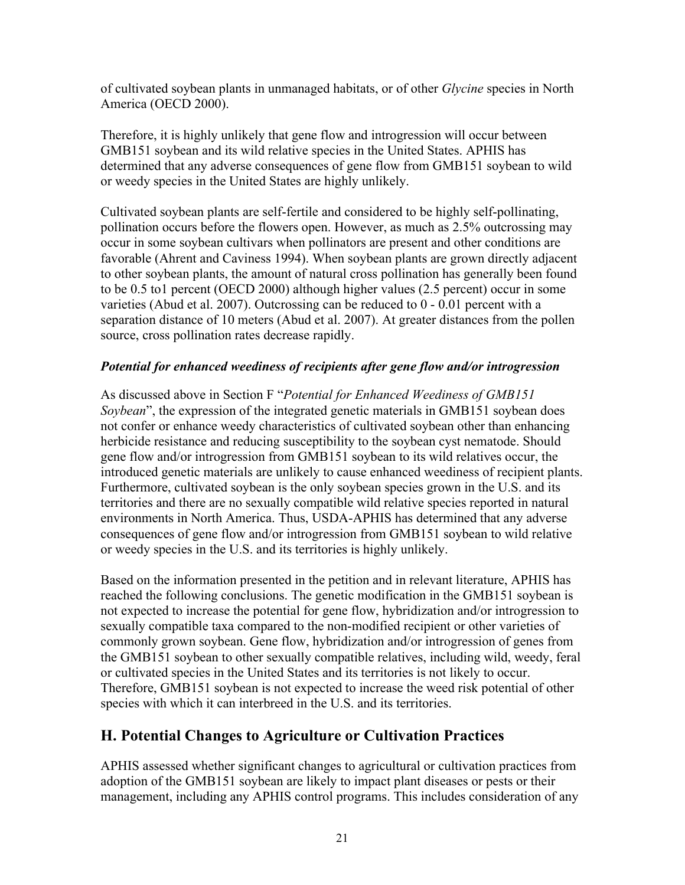of cultivated soybean plants in unmanaged habitats, or of other *Glycine* species in North America (OECD 2000).

Therefore, it is highly unlikely that gene flow and introgression will occur between GMB151 soybean and its wild relative species in the United States. APHIS has determined that any adverse consequences of gene flow from GMB151 soybean to wild or weedy species in the United States are highly unlikely.

Cultivated soybean plants are self-fertile and considered to be highly self-pollinating, pollination occurs before the flowers open. However, as much as 2.5% outcrossing may occur in some soybean cultivars when pollinators are present and other conditions are favorable (Ahrent and Caviness 1994). When soybean plants are grown directly adjacent to other soybean plants, the amount of natural cross pollination has generally been found to be 0.5 to1 percent (OECD 2000) although higher values (2.5 percent) occur in some varieties (Abud et al. 2007). Outcrossing can be reduced to 0 - 0.01 percent with a separation distance of 10 meters (Abud et al. 2007). At greater distances from the pollen source, cross pollination rates decrease rapidly.

***Potential for enhanced weediness of recipients after gene flow and/or introgression***

As discussed above in Section F "*Potential for Enhanced Weediness of GMB151 Soybean*", the expression of the integrated genetic materials in GMB151 soybean does not confer or enhance weedy characteristics of cultivated soybean other than enhancing herbicide resistance and reducing susceptibility to the soybean cyst nematode. Should gene flow and/or introgression from GMB151 soybean to its wild relatives occur, the introduced genetic materials are unlikely to cause enhanced weediness of recipient plants. Furthermore, cultivated soybean is the only soybean species grown in the U.S. and its territories and there are no sexually compatible wild relative species reported in natural environments in North America. Thus, USDA-APHIS has determined that any adverse consequences of gene flow and/or introgression from GMB151 soybean to wild relative or weedy species in the U.S. and its territories is highly unlikely.

Based on the information presented in the petition and in relevant literature, APHIS has reached the following conclusions. The genetic modification in the GMB151 soybean is not expected to increase the potential for gene flow, hybridization and/or introgression to sexually compatible taxa compared to the non-modified recipient or other varieties of commonly grown soybean. Gene flow, hybridization and/or introgression of genes from the GMB151 soybean to other sexually compatible relatives, including wild, weedy, feral or cultivated species in the United States and its territories is not likely to occur. Therefore, GMB151 soybean is not expected to increase the weed risk potential of other species with which it can interbreed in the U.S. and its territories.

## H. Potential Changes to Agriculture or Cultivation Practices

APHIS assessed whether significant changes to agricultural or cultivation practices from adoption of the GMB151 soybean are likely to impact plant diseases or pests or their management, including any APHIS control programs. This includes consideration of any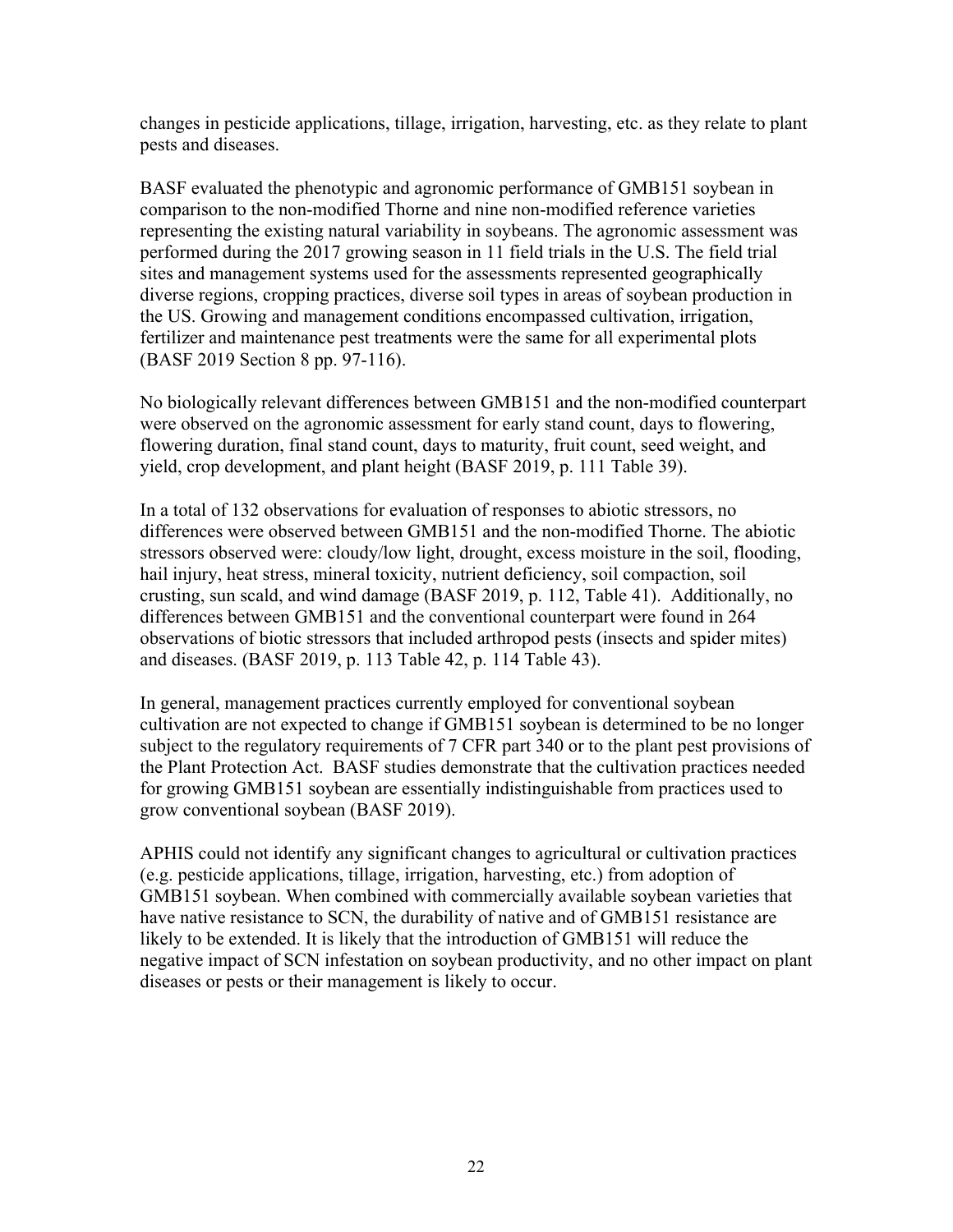changes in pesticide applications, tillage, irrigation, harvesting, etc. as they relate to plant pests and diseases.

BASF evaluated the phenotypic and agronomic performance of GMB151 soybean in comparison to the non-modified Thorne and nine non-modified reference varieties representing the existing natural variability in soybeans. The agronomic assessment was performed during the 2017 growing season in 11 field trials in the U.S. The field trial sites and management systems used for the assessments represented geographically diverse regions, cropping practices, diverse soil types in areas of soybean production in the US. Growing and management conditions encompassed cultivation, irrigation, fertilizer and maintenance pest treatments were the same for all experimental plots (BASF 2019 Section 8 pp. 97-116).

No biologically relevant differences between GMB151 and the non-modified counterpart were observed on the agronomic assessment for early stand count, days to flowering, flowering duration, final stand count, days to maturity, fruit count, seed weight, and yield, crop development, and plant height (BASF 2019, p. 111 Table 39).

In a total of 132 observations for evaluation of responses to abiotic stressors, no differences were observed between GMB151 and the non-modified Thorne. The abiotic stressors observed were: cloudy/low light, drought, excess moisture in the soil, flooding, hail injury, heat stress, mineral toxicity, nutrient deficiency, soil compaction, soil crusting, sun scald, and wind damage (BASF 2019, p. 112, Table 41). Additionally, no differences between GMB151 and the conventional counterpart were found in 264 observations of biotic stressors that included arthropod pests (insects and spider mites) and diseases. (BASF 2019, p. 113 Table 42, p. 114 Table 43).

In general, management practices currently employed for conventional soybean cultivation are not expected to change if GMB151 soybean is determined to be no longer subject to the regulatory requirements of 7 CFR part 340 or to the plant pest provisions of the Plant Protection Act. BASF studies demonstrate that the cultivation practices needed for growing GMB151 soybean are essentially indistinguishable from practices used to grow conventional soybean (BASF 2019).

APHIS could not identify any significant changes to agricultural or cultivation practices (e.g. pesticide applications, tillage, irrigation, harvesting, etc.) from adoption of GMB151 soybean. When combined with commercially available soybean varieties that have native resistance to SCN, the durability of native and of GMB151 resistance are likely to be extended. It is likely that the introduction of GMB151 will reduce the negative impact of SCN infestation on soybean productivity, and no other impact on plant diseases or pests or their management is likely to occur.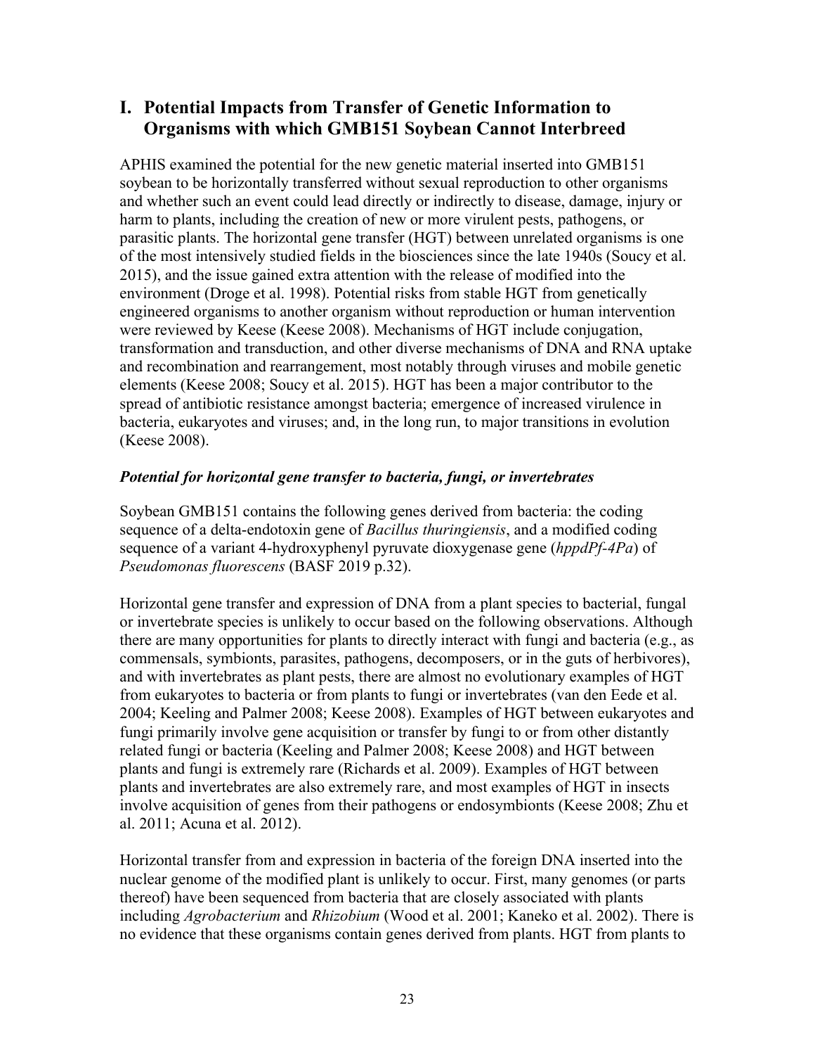## I. Potential Impacts from Transfer of Genetic Information to Organisms with which GMB151 Soybean Cannot Interbreed

APHIS examined the potential for the new genetic material inserted into GMB151 soybean to be horizontally transferred without sexual reproduction to other organisms and whether such an event could lead directly or indirectly to disease, damage, injury or harm to plants, including the creation of new or more virulent pests, pathogens, or parasitic plants. The horizontal gene transfer (HGT) between unrelated organisms is one of the most intensively studied fields in the biosciences since the late 1940s (Soucy et al. 2015), and the issue gained extra attention with the release of modified into the environment (Droge et al. 1998). Potential risks from stable HGT from genetically engineered organisms to another organism without reproduction or human intervention were reviewed by Keese (Keese 2008). Mechanisms of HGT include conjugation, transformation and transduction, and other diverse mechanisms of DNA and RNA uptake and recombination and rearrangement, most notably through viruses and mobile genetic elements (Keese 2008; Soucy et al. 2015). HGT has been a major contributor to the spread of antibiotic resistance amongst bacteria; emergence of increased virulence in bacteria, eukaryotes and viruses; and, in the long run, to major transitions in evolution (Keese 2008).

### *Potential for horizontal gene transfer to bacteria, fungi, or invertebrates*

Soybean GMB151 contains the following genes derived from bacteria: the coding sequence of a delta-endotoxin gene of *Bacillus thuringiensis*, and a modified coding sequence of a variant 4-hydroxyphenyl pyruvate dioxygenase gene (*hppdPf-4Pa*) of *Pseudomonas fluorescens* (BASF 2019 p.32).

Horizontal gene transfer and expression of DNA from a plant species to bacterial, fungal or invertebrate species is unlikely to occur based on the following observations. Although there are many opportunities for plants to directly interact with fungi and bacteria (e.g., as commensals, symbionts, parasites, pathogens, decomposers, or in the guts of herbivores), and with invertebrates as plant pests, there are almost no evolutionary examples of HGT from eukaryotes to bacteria or from plants to fungi or invertebrates (van den Eede et al. 2004; Keeling and Palmer 2008; Keese 2008). Examples of HGT between eukaryotes and fungi primarily involve gene acquisition or transfer by fungi to or from other distantly related fungi or bacteria (Keeling and Palmer 2008; Keese 2008) and HGT between plants and fungi is extremely rare (Richards et al. 2009). Examples of HGT between plants and invertebrates are also extremely rare, and most examples of HGT in insects involve acquisition of genes from their pathogens or endosymbionts (Keese 2008; Zhu et al. 2011; Acuna et al. 2012).

Horizontal transfer from and expression in bacteria of the foreign DNA inserted into the nuclear genome of the modified plant is unlikely to occur. First, many genomes (or parts thereof) have been sequenced from bacteria that are closely associated with plants including *Agrobacterium* and *Rhizobium* (Wood et al. 2001; Kaneko et al. 2002). There is no evidence that these organisms contain genes derived from plants. HGT from plants to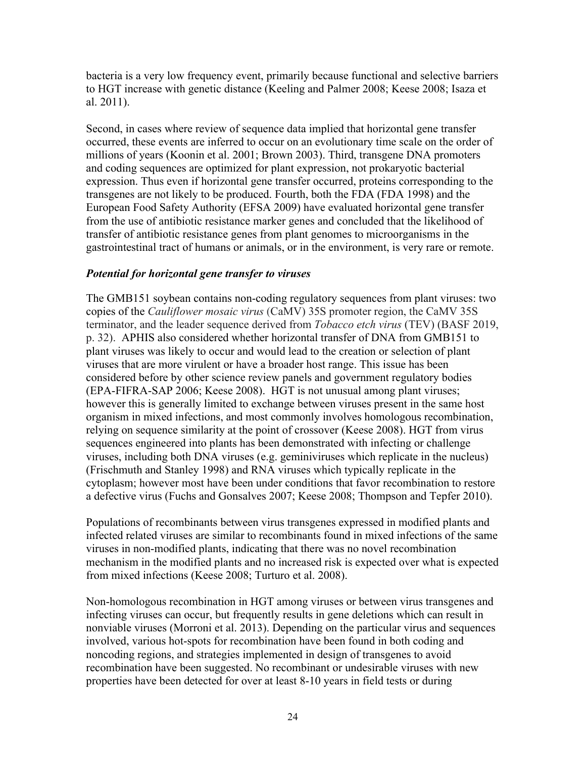bacteria is a very low frequency event, primarily because functional and selective barriers to HGT increase with genetic distance (Keeling and Palmer 2008; Keese 2008; Isaza et al. 2011).

Second, in cases where review of sequence data implied that horizontal gene transfer occurred, these events are inferred to occur on an evolutionary time scale on the order of millions of years (Koonin et al. 2001; Brown 2003). Third, transgene DNA promoters and coding sequences are optimized for plant expression, not prokaryotic bacterial expression. Thus even if horizontal gene transfer occurred, proteins corresponding to the transgenes are not likely to be produced. Fourth, both the FDA (FDA 1998) and the European Food Safety Authority (EFSA 2009) have evaluated horizontal gene transfer from the use of antibiotic resistance marker genes and concluded that the likelihood of transfer of antibiotic resistance genes from plant genomes to microorganisms in the gastrointestinal tract of humans or animals, or in the environment, is very rare or remote.

### *Potential for horizontal gene transfer to viruses*

The GMB151 soybean contains non-coding regulatory sequences from plant viruses: two copies of the *Cauliflower mosaic virus* (CaMV) 35S promoter region, the CaMV 35S terminator, and the leader sequence derived from *Tobacco etch virus* (TEV) (BASF 2019, p. 32). APHIS also considered whether horizontal transfer of DNA from GMB151 to plant viruses was likely to occur and would lead to the creation or selection of plant viruses that are more virulent or have a broader host range. This issue has been considered before by other science review panels and government regulatory bodies (EPA-FIFRA-SAP 2006; Keese 2008). HGT is not unusual among plant viruses; however this is generally limited to exchange between viruses present in the same host organism in mixed infections, and most commonly involves homologous recombination, relying on sequence similarity at the point of crossover (Keese 2008). HGT from virus sequences engineered into plants has been demonstrated with infecting or challenge viruses, including both DNA viruses (e.g. geminiviruses which replicate in the nucleus) (Frischmuth and Stanley 1998) and RNA viruses which typically replicate in the cytoplasm; however most have been under conditions that favor recombination to restore a defective virus (Fuchs and Gonsalves 2007; Keese 2008; Thompson and Tepfer 2010).

Populations of recombinants between virus transgenes expressed in modified plants and infected related viruses are similar to recombinants found in mixed infections of the same viruses in non-modified plants, indicating that there was no novel recombination mechanism in the modified plants and no increased risk is expected over what is expected from mixed infections (Keese 2008; Turturo et al. 2008).

Non-homologous recombination in HGT among viruses or between virus transgenes and infecting viruses can occur, but frequently results in gene deletions which can result in nonviable viruses (Morroni et al. 2013). Depending on the particular virus and sequences involved, various hot-spots for recombination have been found in both coding and noncoding regions, and strategies implemented in design of transgenes to avoid recombination have been suggested. No recombinant or undesirable viruses with new properties have been detected for over at least 8-10 years in field tests or during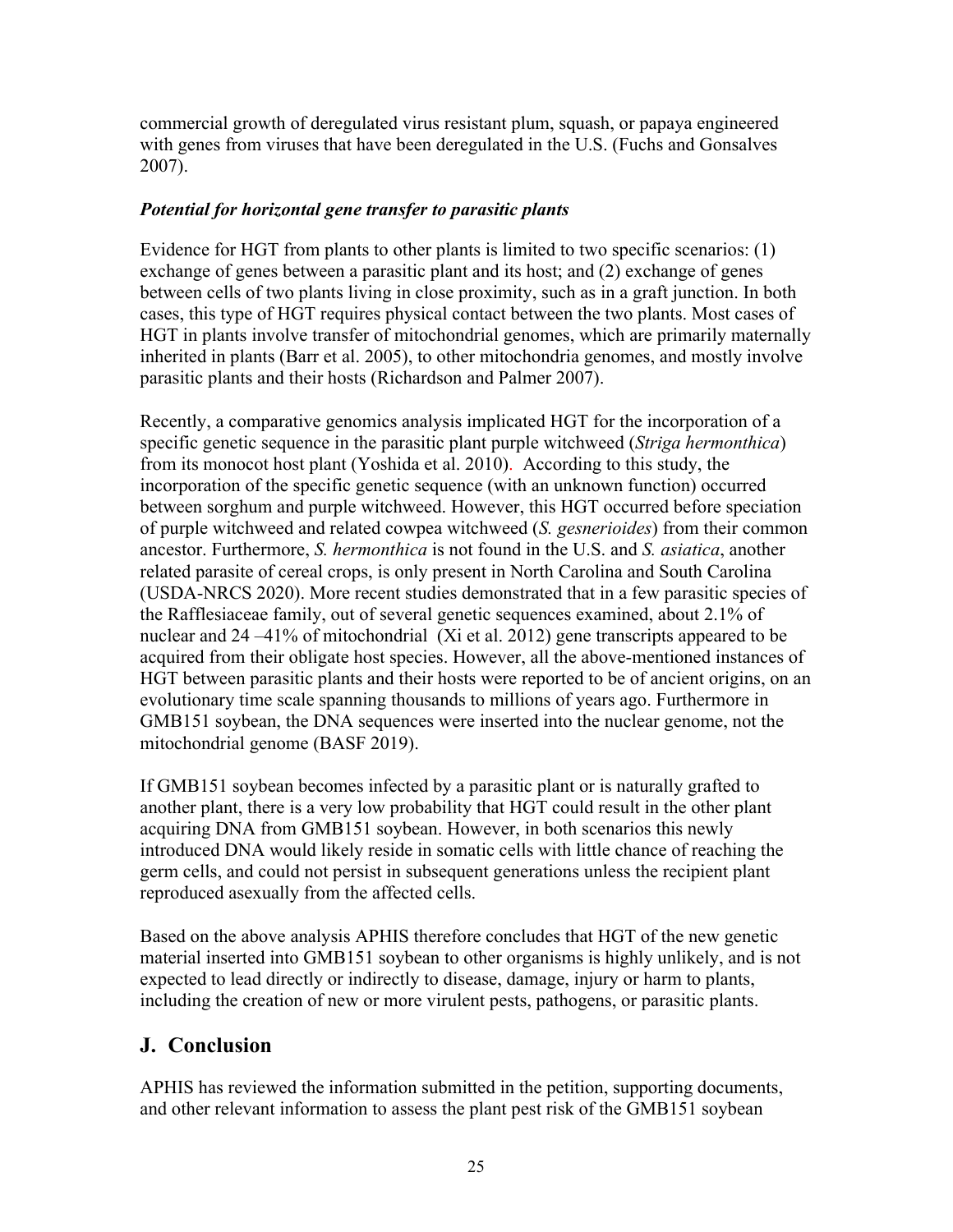commercial growth of deregulated virus resistant plum, squash, or papaya engineered with genes from viruses that have been deregulated in the U.S. (Fuchs and Gonsalves 2007).

### *Potential for horizontal gene transfer to parasitic plants*

Evidence for HGT from plants to other plants is limited to two specific scenarios: (1) exchange of genes between a parasitic plant and its host; and (2) exchange of genes between cells of two plants living in close proximity, such as in a graft junction. In both cases, this type of HGT requires physical contact between the two plants. Most cases of HGT in plants involve transfer of mitochondrial genomes, which are primarily maternally inherited in plants (Barr et al. 2005), to other mitochondria genomes, and mostly involve parasitic plants and their hosts (Richardson and Palmer 2007).

Recently, a comparative genomics analysis implicated HGT for the incorporation of a specific genetic sequence in the parasitic plant purple witchweed (*Striga hermonthica*) from its monocot host plant (Yoshida et al. 2010). According to this study, the incorporation of the specific genetic sequence (with an unknown function) occurred between sorghum and purple witchweed. However, this HGT occurred before speciation of purple witchweed and related cowpea witchweed (*S. gesnerioides*) from their common ancestor. Furthermore, *S. hermonthica* is not found in the U.S. and *S. asiatica*, another related parasite of cereal crops, is only present in North Carolina and South Carolina (USDA-NRCS 2020). More recent studies demonstrated that in a few parasitic species of the Rafflesiaceae family, out of several genetic sequences examined, about 2.1% of nuclear and 24 –41% of mitochondrial (Xi et al. 2012) gene transcripts appeared to be acquired from their obligate host species. However, all the above-mentioned instances of HGT between parasitic plants and their hosts were reported to be of ancient origins, on an evolutionary time scale spanning thousands to millions of years ago. Furthermore in GMB151 soybean, the DNA sequences were inserted into the nuclear genome, not the mitochondrial genome (BASF 2019).

If GMB151 soybean becomes infected by a parasitic plant or is naturally grafted to another plant, there is a very low probability that HGT could result in the other plant acquiring DNA from GMB151 soybean. However, in both scenarios this newly introduced DNA would likely reside in somatic cells with little chance of reaching the germ cells, and could not persist in subsequent generations unless the recipient plant reproduced asexually from the affected cells.

Based on the above analysis APHIS therefore concludes that HGT of the new genetic material inserted into GMB151 soybean to other organisms is highly unlikely, and is not expected to lead directly or indirectly to disease, damage, injury or harm to plants, including the creation of new or more virulent pests, pathogens, or parasitic plants.

## J. Conclusion

APHIS has reviewed the information submitted in the petition, supporting documents, and other relevant information to assess the plant pest risk of the GMB151 soybean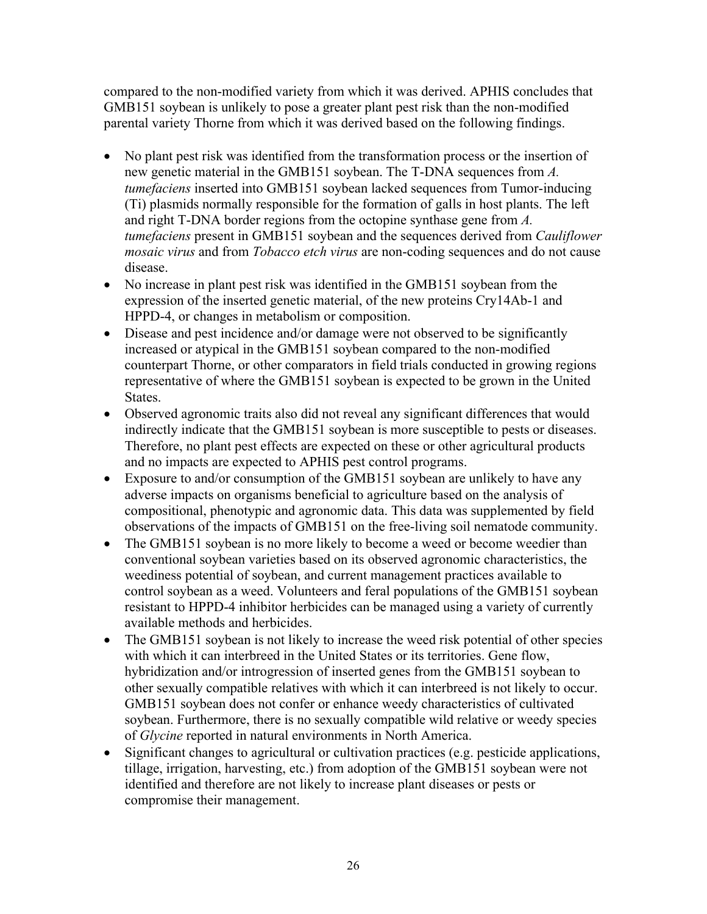compared to the non-modified variety from which it was derived. APHIS concludes that GMB151 soybean is unlikely to pose a greater plant pest risk than the non-modified parental variety Thorne from which it was derived based on the following findings.

- No plant pest risk was identified from the transformation process or the insertion of new genetic material in the GMB151 soybean. The T-DNA sequences from *A. tumefaciens* inserted into GMB151 soybean lacked sequences from Tumor-inducing (Ti) plasmids normally responsible for the formation of galls in host plants. The left and right T-DNA border regions from the octopine synthase gene from *A. tumefaciens* present in GMB151 soybean and the sequences derived from *Cauliflower mosaic virus* and from *Tobacco etch virus* are non-coding sequences and do not cause disease.
- No increase in plant pest risk was identified in the GMB151 soybean from the expression of the inserted genetic material, of the new proteins Cry14Ab-1 and HPPD-4, or changes in metabolism or composition.
- Disease and pest incidence and/or damage were not observed to be significantly increased or atypical in the GMB151 soybean compared to the non-modified counterpart Thorne, or other comparators in field trials conducted in growing regions representative of where the GMB151 soybean is expected to be grown in the United States.
- Observed agronomic traits also did not reveal any significant differences that would indirectly indicate that the GMB151 soybean is more susceptible to pests or diseases. Therefore, no plant pest effects are expected on these or other agricultural products and no impacts are expected to APHIS pest control programs.
- Exposure to and/or consumption of the GMB151 soybean are unlikely to have any adverse impacts on organisms beneficial to agriculture based on the analysis of compositional, phenotypic and agronomic data. This data was supplemented by field observations of the impacts of GMB151 on the free-living soil nematode community.
- The GMB151 soybean is no more likely to become a weed or become weedier than conventional soybean varieties based on its observed agronomic characteristics, the weediness potential of soybean, and current management practices available to control soybean as a weed. Volunteers and feral populations of the GMB151 soybean resistant to HPPD-4 inhibitor herbicides can be managed using a variety of currently available methods and herbicides.
- The GMB151 soybean is not likely to increase the weed risk potential of other species with which it can interbreed in the United States or its territories. Gene flow, hybridization and/or introgression of inserted genes from the GMB151 soybean to other sexually compatible relatives with which it can interbreed is not likely to occur. GMB151 soybean does not confer or enhance weedy characteristics of cultivated soybean. Furthermore, there is no sexually compatible wild relative or weedy species of *Glycine* reported in natural environments in North America.
- Significant changes to agricultural or cultivation practices (e.g. pesticide applications, tillage, irrigation, harvesting, etc.) from adoption of the GMB151 soybean were not identified and therefore are not likely to increase plant diseases or pests or compromise their management.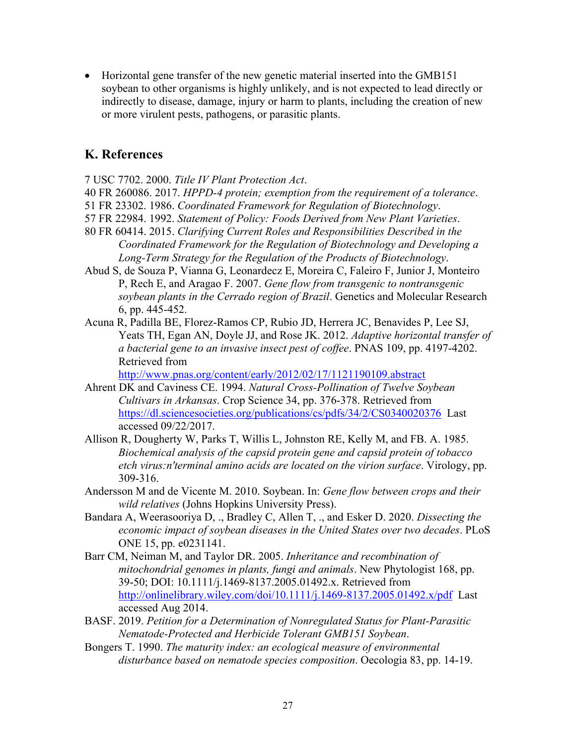- Horizontal gene transfer of the new genetic material inserted into the GMB151 soybean to other organisms is highly unlikely, and is not expected to lead directly or indirectly to disease, damage, injury or harm to plants, including the creation of new or more virulent pests, pathogens, or parasitic plants.

## K. References

7 USC 7702. 2000. *Title IV Plant Protection Act*.

40 FR 260086. 2017. *HPPD-4 protein; exemption from the requirement of a tolerance*.

51 FR 23302. 1986. *Coordinated Framework for Regulation of Biotechnology*.

57 FR 22984. 1992. *Statement of Policy: Foods Derived from New Plant Varieties*.

80 FR 60414. 2015. *Clarifying Current Roles and Responsibilities Described in the Coordinated Framework for the Regulation of Biotechnology and Developing a Long-Term Strategy for the Regulation of the Products of Biotechnology*.

Abud S, de Souza P, Vianna G, Leonardecz E, Moreira C, Faleiro F, Junior J, Monteiro P, Rech E, and Aragao F. 2007. *Gene flow from transgenic to nontransgenic soybean plants in the Cerrado region of Brazil*. Genetics and Molecular Research 6, pp. 445-452.

Acuna R, Padilla BE, Florez-Ramos CP, Rubio JD, Herrera JC, Benavides P, Lee SJ, Yeats TH, Egan AN, Doyle JJ, and Rose JK. 2012. *Adaptive horizontal transfer of a bacterial gene to an invasive insect pest of coffee*. PNAS 109, pp. 4197-4202. Retrieved from http://www.pnas.org/content/early/2012/02/17/1121190109.abstract

Ahrent DK and Caviness CE. 1994. *Natural Cross-Pollination of Twelve Soybean Cultivars in Arkansas*. Crop Science 34, pp. 376-378. Retrieved from https://dl.sciencesocieties.org/publications/cs/pdfs/34/2/CS0340020376 Last accessed 09/22/2017.

Allison R, Dougherty W, Parks T, Willis L, Johnston RE, Kelly M, and FB. A. 1985. *Biochemical analysis of the capsid protein gene and capsid protein of tobacco etch virus:n'terminal amino acids are located on the virion surface*. Virology, pp. 309-316.

Andersson M and de Vicente M. 2010. Soybean. In: *Gene flow between crops and their wild relatives* (Johns Hopkins University Press).

Bandara A, Weerasooriya D, ., Bradley C, Allen T, ., and Esker D. 2020. *Dissecting the economic impact of soybean diseases in the United States over two decades*. PLoS ONE 15, pp. e0231141.

Barr CM, Neiman M, and Taylor DR. 2005. *Inheritance and recombination of mitochondrial genomes in plants, fungi and animals*. New Phytologist 168, pp. 39-50; DOI: 10.1111/j.1469-8137.2005.01492.x. Retrieved from http://onlinelibrary.wiley.com/doi/10.1111/j.1469-8137.2005.01492.x/pdf Last accessed Aug 2014.

BASF. 2019. *Petition for a Determination of Nonregulated Status for Plant-Parasitic Nematode-Protected and Herbicide Tolerant GMB151 Soybean*.

Bongers T. 1990. *The maturity index: an ecological measure of environmental disturbance based on nematode species composition*. Oecologia 83, pp. 14-19.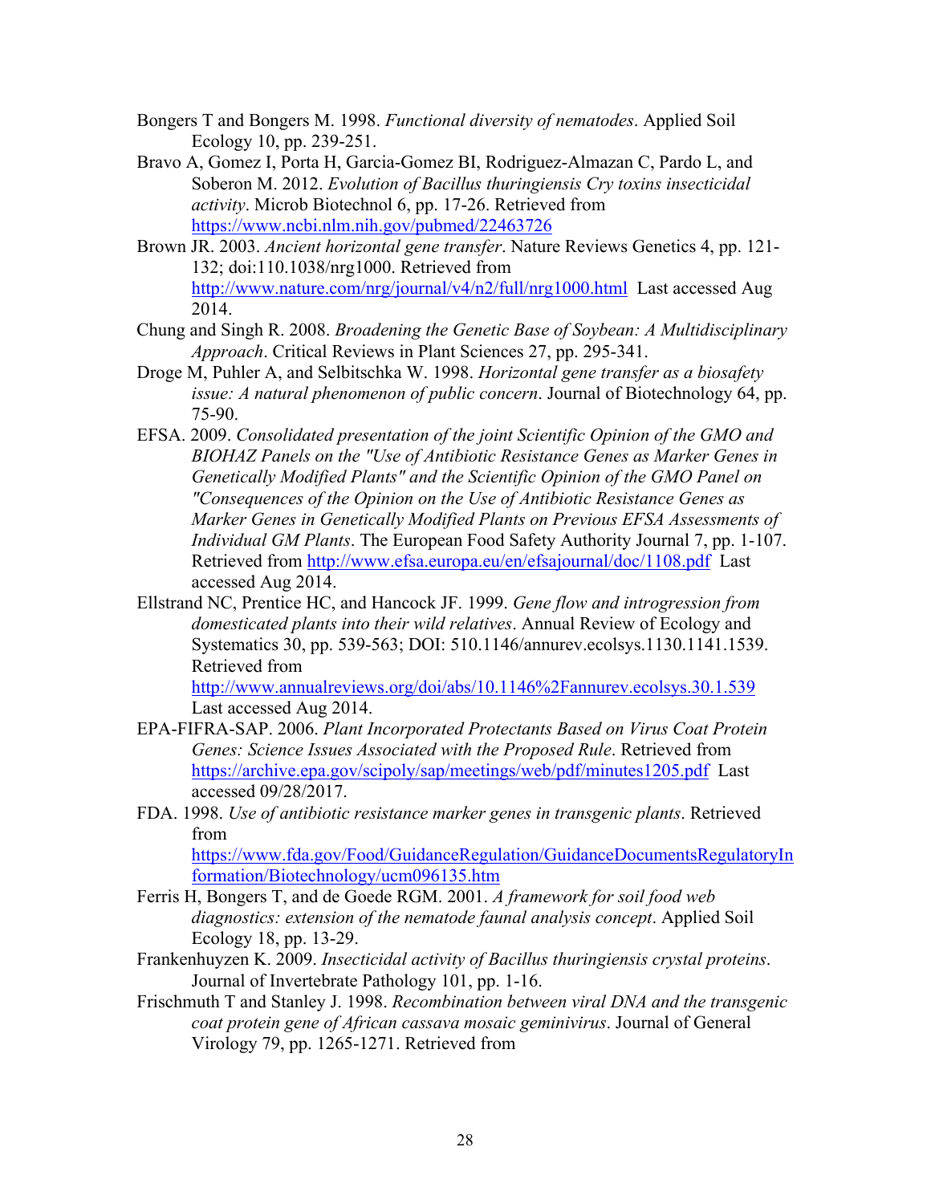Bongers T and Bongers M. 1998. *Functional diversity of nematodes*. Applied Soil Ecology 10, pp. 239-251.

Bravo A, Gomez I, Porta H, Garcia-Gomez BI, Rodriguez-Almazan C, Pardo L, and Soberon M. 2012. *Evolution of Bacillus thuringiensis Cry toxins insecticidal activity*. Microb Biotechnol 6, pp. 17-26. Retrieved from https://www.ncbi.nlm.nih.gov/pubmed/22463726

Brown JR. 2003. *Ancient horizontal gene transfer*. Nature Reviews Genetics 4, pp. 121-132; doi:110.1038/nrg1000. Retrieved from http://www.nature.com/nrg/journal/v4/n2/full/nrg1000.html Last accessed Aug 2014.

Chung and Singh R. 2008. *Broadening the Genetic Base of Soybean: A Multidisciplinary Approach*. Critical Reviews in Plant Sciences 27, pp. 295-341.

Droge M, Puhler A, and Selbitschka W. 1998. *Horizontal gene transfer as a biosafety issue: A natural phenomenon of public concern*. Journal of Biotechnology 64, pp. 75-90.

EFSA. 2009. *Consolidated presentation of the joint Scientific Opinion of the GMO and BIOHAZ Panels on the "Use of Antibiotic Resistance Genes as Marker Genes in Genetically Modified Plants" and the Scientific Opinion of the GMO Panel on "Consequences of the Opinion on the Use of Antibiotic Resistance Genes as Marker Genes in Genetically Modified Plants on Previous EFSA Assessments of Individual GM Plants*. The European Food Safety Authority Journal 7, pp. 1-107. Retrieved from http://www.efsa.europa.eu/en/efsajournal/doc/1108.pdf Last accessed Aug 2014.

Ellstrand NC, Prentice HC, and Hancock JF. 1999. *Gene flow and introgression from domesticated plants into their wild relatives*. Annual Review of Ecology and Systematics 30, pp. 539-563; DOI: 510.1146/annurev.ecolsys.1130.1141.1539. Retrieved from http://www.annualreviews.org/doi/abs/10.1146%2Fannurev.ecolsys.30.1.539 Last accessed Aug 2014.

EPA-FIFRA-SAP. 2006. *Plant Incorporated Protectants Based on Virus Coat Protein Genes: Science Issues Associated with the Proposed Rule*. Retrieved from https://archive.epa.gov/scipoly/sap/meetings/web/pdf/minutes1205.pdf Last accessed 09/28/2017.

FDA. 1998. *Use of antibiotic resistance marker genes in transgenic plants*. Retrieved from https://www.fda.gov/Food/GuidanceRegulation/GuidanceDocumentsRegulatoryInformation/Biotechnology/ucm096135.htm

Ferris H, Bongers T, and de Goede RGM. 2001. *A framework for soil food web diagnostics: extension of the nematode faunal analysis concept*. Applied Soil Ecology 18, pp. 13-29.

Frankenhuyzen K. 2009. *Insecticidal activity of Bacillus thuringiensis crystal proteins*. Journal of Invertebrate Pathology 101, pp. 1-16.

Frischmuth T and Stanley J. 1998. *Recombination between viral DNA and the transgenic coat protein gene of African cassava mosaic geminivirus*. Journal of General Virology 79, pp. 1265-1271. Retrieved from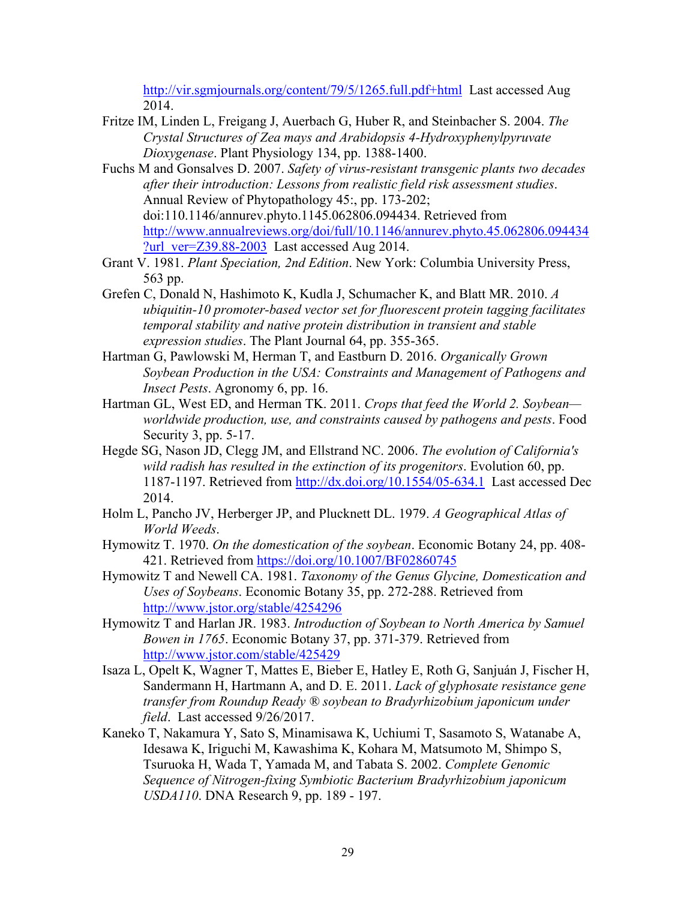http://vir.sgmjournals.org/content/79/5/1265.full.pdf+html Last accessed Aug 2014.

Fritze IM, Linden L, Freigang J, Auerbach G, Huber R, and Steinbacher S. 2004. *The Crystal Structures of Zea mays and Arabidopsis 4-Hydroxyphenylpyruvate Dioxygenase*. Plant Physiology 134, pp. 1388-1400.

Fuchs M and Gonsalves D. 2007. *Safety of virus-resistant transgenic plants two decades after their introduction: Lessons from realistic field risk assessment studies*. Annual Review of Phytopathology 45:, pp. 173-202; doi:110.1146/annurev.phyto.1145.062806.094434. Retrieved from http://www.annualreviews.org/doi/full/10.1146/annurev.phyto.45.062806.094434?url_ver=Z39.88-2003 Last accessed Aug 2014.

Grant V. 1981. *Plant Speciation, 2nd Edition*. New York: Columbia University Press, 563 pp.

Grefen C, Donald N, Hashimoto K, Kudla J, Schumacher K, and Blatt MR. 2010. *A ubiquitin-10 promoter-based vector set for fluorescent protein tagging facilitates temporal stability and native protein distribution in transient and stable expression studies*. The Plant Journal 64, pp. 355-365.

Hartman G, Pawlowski M, Herman T, and Eastburn D. 2016. *Organically Grown Soybean Production in the USA: Constraints and Management of Pathogens and Insect Pests*. Agronomy 6, pp. 16.

Hartman GL, West ED, and Herman TK. 2011. *Crops that feed the World 2. Soybean—worldwide production, use, and constraints caused by pathogens and pests*. Food Security 3, pp. 5-17.

Hegde SG, Nason JD, Clegg JM, and Ellstrand NC. 2006. *The evolution of California's wild radish has resulted in the extinction of its progenitors*. Evolution 60, pp. 1187-1197. Retrieved from http://dx.doi.org/10.1554/05-634.1 Last accessed Dec 2014.

Holm L, Pancho JV, Herberger JP, and Plucknett DL. 1979. *A Geographical Atlas of World Weeds*.

Hymowitz T. 1970. *On the domestication of the soybean*. Economic Botany 24, pp. 408-421. Retrieved from https://doi.org/10.1007/BF02860745

Hymowitz T and Newell CA. 1981. *Taxonomy of the Genus Glycine, Domestication and Uses of Soybeans*. Economic Botany 35, pp. 272-288. Retrieved from http://www.jstor.org/stable/4254296

Hymowitz T and Harlan JR. 1983. *Introduction of Soybean to North America by Samuel Bowen in 1765*. Economic Botany 37, pp. 371-379. Retrieved from http://www.jstor.com/stable/425429

Isaza L, Opelt K, Wagner T, Mattes E, Bieber E, Hatley E, Roth G, Sanjuán J, Fischer H, Sandermann H, Hartmann A, and D. E. 2011. *Lack of glyphosate resistance gene transfer from Roundup Ready ® soybean to Bradyrhizobium japonicum under field*. Last accessed 9/26/2017.

Kaneko T, Nakamura Y, Sato S, Minamisawa K, Uchiumi T, Sasamoto S, Watanabe A, Idesawa K, Iriguchi M, Kawashima K, Kohara M, Matsumoto M, Shimpo S, Tsuruoka H, Wada T, Yamada M, and Tabata S. 2002. *Complete Genomic Sequence of Nitrogen-fixing Symbiotic Bacterium Bradyrhizobium japonicum USDA110*. DNA Research 9, pp. 189 - 197.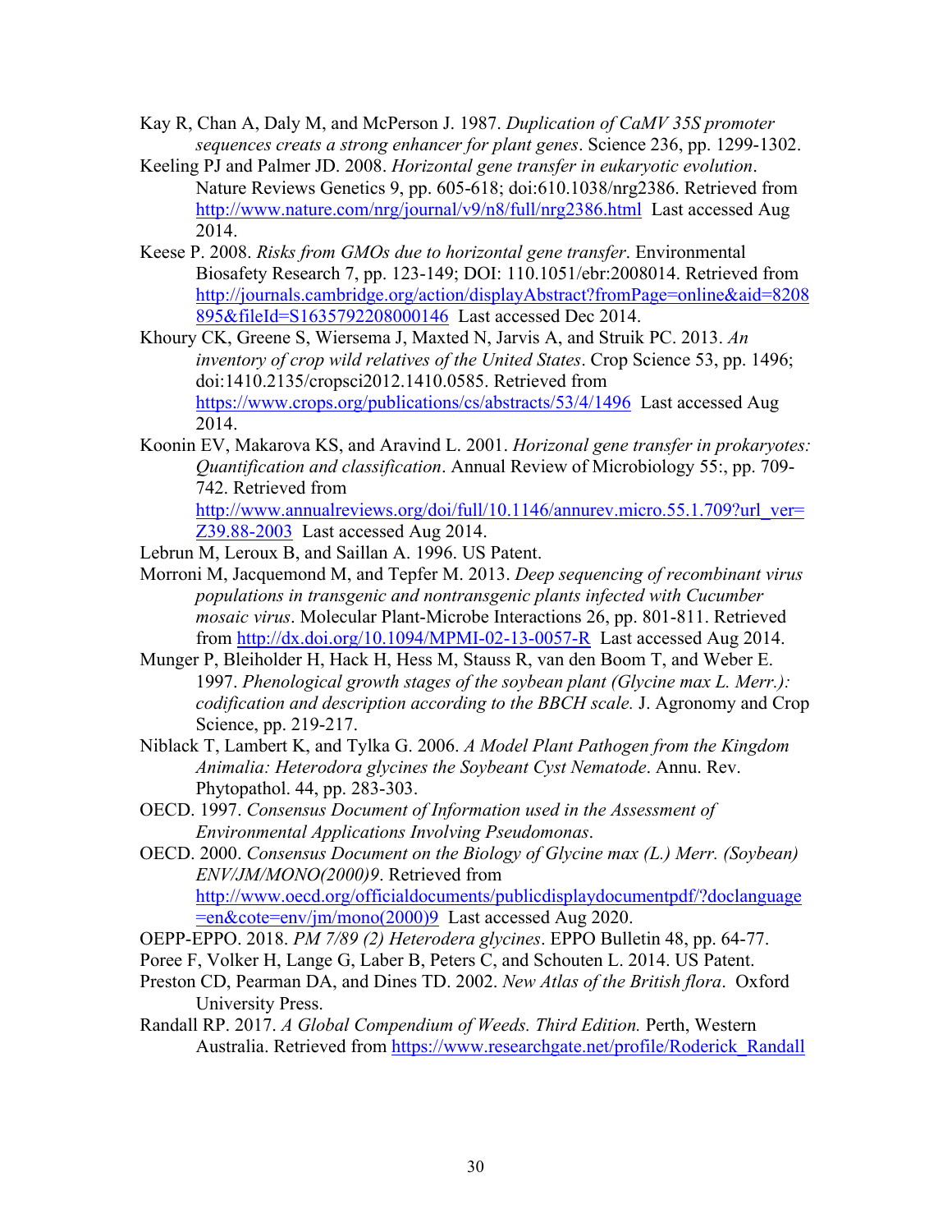Kay R, Chan A, Daly M, and McPerson J. 1987. *Duplication of CaMV 35S promoter sequences creats a strong enhancer for plant genes*. Science 236, pp. 1299-1302.

Keeling PJ and Palmer JD. 2008. *Horizontal gene transfer in eukaryotic evolution*. Nature Reviews Genetics 9, pp. 605-618; doi:610.1038/nrg2386. Retrieved from http://www.nature.com/nrg/journal/v9/n8/full/nrg2386.html Last accessed Aug 2014.

Keese P. 2008. *Risks from GMOs due to horizontal gene transfer*. Environmental Biosafety Research 7, pp. 123-149; DOI: 110.1051/ebr:2008014. Retrieved from http://journals.cambridge.org/action/displayAbstract?fromPage=online&aid=8208895&fileId=S1635792208000146 Last accessed Dec 2014.

Khoury CK, Greene S, Wiersema J, Maxted N, Jarvis A, and Struik PC. 2013. *An inventory of crop wild relatives of the United States*. Crop Science 53, pp. 1496; doi:1410.2135/cropsci2012.1410.0585. Retrieved from https://www.crops.org/publications/cs/abstracts/53/4/1496 Last accessed Aug 2014.

Koonin EV, Makarova KS, and Aravind L. 2001. *Horizonal gene transfer in prokaryotes: Quantification and classification*. Annual Review of Microbiology 55:, pp. 709-742. Retrieved from http://www.annualreviews.org/doi/full/10.1146/annurev.micro.55.1.709?url_ver=Z39.88-2003 Last accessed Aug 2014.

Lebrun M, Leroux B, and Saillan A. 1996. US Patent.

Morroni M, Jacquemond M, and Tepfer M. 2013. *Deep sequencing of recombinant virus populations in transgenic and nontransgenic plants infected with Cucumber mosaic virus*. Molecular Plant-Microbe Interactions 26, pp. 801-811. Retrieved from http://dx.doi.org/10.1094/MPMI-02-13-0057-R Last accessed Aug 2014.

Munger P, Bleiholder H, Hack H, Hess M, Stauss R, van den Boom T, and Weber E. 1997. *Phenological growth stages of the soybean plant (Glycine max L. Merr.): codification and description according to the BBCH scale.* J. Agronomy and Crop Science, pp. 219-217.

Niblack T, Lambert K, and Tylka G. 2006. *A Model Plant Pathogen from the Kingdom Animalia: Heterodora glycines the Soybeant Cyst Nematode*. Annu. Rev. Phytopathol. 44, pp. 283-303.

OECD. 1997. *Consensus Document of Information used in the Assessment of Environmental Applications Involving Pseudomonas*.

OECD. 2000. *Consensus Document on the Biology of Glycine max (L.) Merr. (Soybean) ENV/JM/MONO(2000)9*. Retrieved from http://www.oecd.org/officialdocuments/publicdisplaydocumentpdf/?doclanguage=en&cote=env/jm/mono(2000)9 Last accessed Aug 2020.

OEPP-EPPO. 2018. *PM 7/89 (2) Heterodera glycines*. EPPO Bulletin 48, pp. 64-77.

Poree F, Volker H, Lange G, Laber B, Peters C, and Schouten L. 2014. US Patent.

Preston CD, Pearman DA, and Dines TD. 2002. *New Atlas of the British flora*. Oxford University Press.

Randall RP. 2017. *A Global Compendium of Weeds. Third Edition.* Perth, Western Australia. Retrieved from https://www.researchgate.net/profile/Roderick_Randall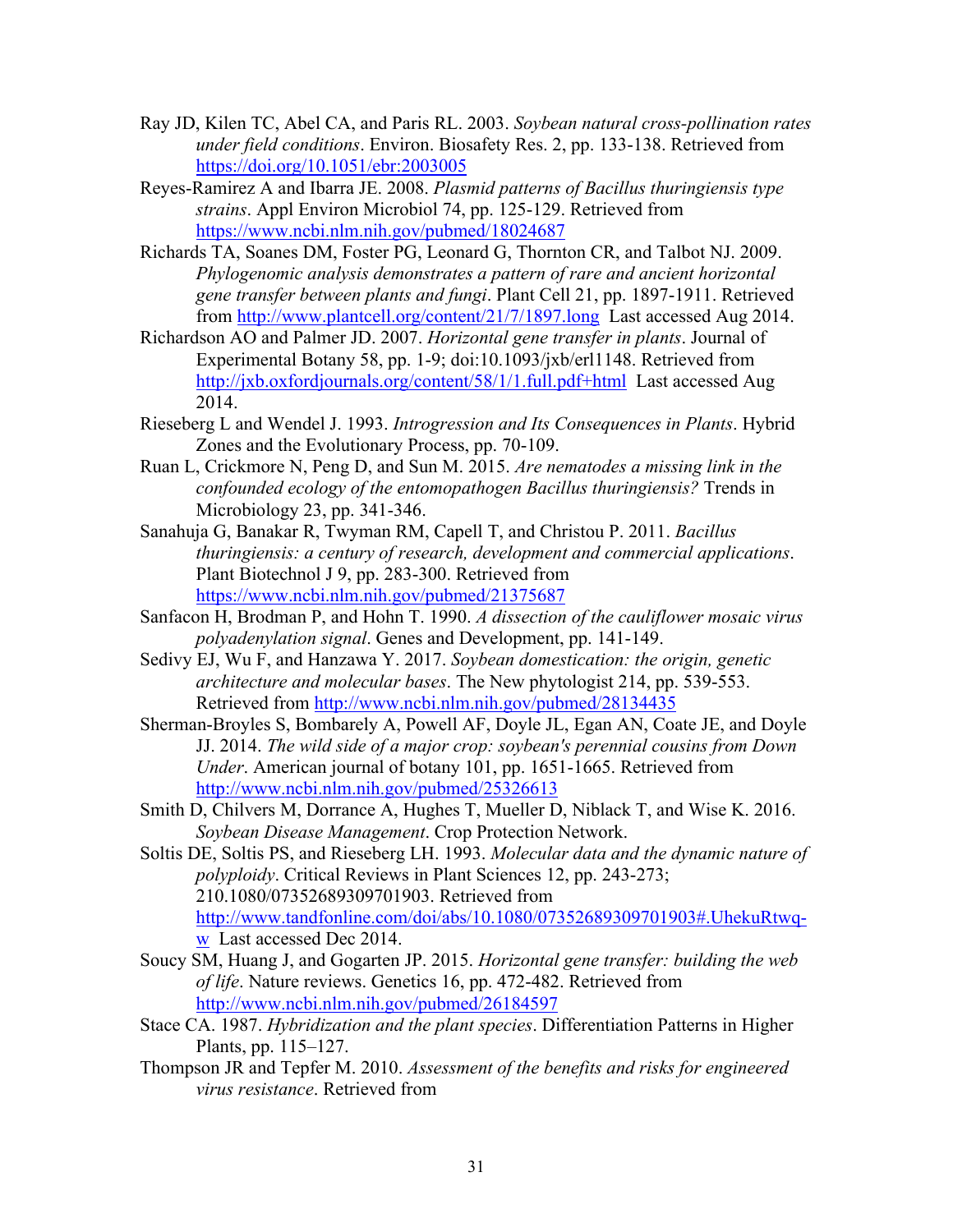Ray JD, Kilen TC, Abel CA, and Paris RL. 2003. *Soybean natural cross-pollination rates under field conditions*. Environ. Biosafety Res. 2, pp. 133-138. Retrieved from https://doi.org/10.1051/ebr:2003005

Reyes-Ramirez A and Ibarra JE. 2008. *Plasmid patterns of Bacillus thuringiensis type strains*. Appl Environ Microbiol 74, pp. 125-129. Retrieved from https://www.ncbi.nlm.nih.gov/pubmed/18024687

Richards TA, Soanes DM, Foster PG, Leonard G, Thornton CR, and Talbot NJ. 2009. *Phylogenomic analysis demonstrates a pattern of rare and ancient horizontal gene transfer between plants and fungi*. Plant Cell 21, pp. 1897-1911. Retrieved from http://www.plantcell.org/content/21/7/1897.long Last accessed Aug 2014.

Richardson AO and Palmer JD. 2007. *Horizontal gene transfer in plants*. Journal of Experimental Botany 58, pp. 1-9; doi:10.1093/jxb/erl1148. Retrieved from http://jxb.oxfordjournals.org/content/58/1/1.full.pdf+html Last accessed Aug 2014.

Rieseberg L and Wendel J. 1993. *Introgression and Its Consequences in Plants*. Hybrid Zones and the Evolutionary Process, pp. 70-109.

Ruan L, Crickmore N, Peng D, and Sun M. 2015. *Are nematodes a missing link in the confounded ecology of the entomopathogen Bacillus thuringiensis?* Trends in Microbiology 23, pp. 341-346.

Sanahuja G, Banakar R, Twyman RM, Capell T, and Christou P. 2011. *Bacillus thuringiensis: a century of research, development and commercial applications*. Plant Biotechnol J 9, pp. 283-300. Retrieved from https://www.ncbi.nlm.nih.gov/pubmed/21375687

Sanfacon H, Brodman P, and Hohn T. 1990. *A dissection of the cauliflower mosaic virus polyadenylation signal*. Genes and Development, pp. 141-149.

Sedivy EJ, Wu F, and Hanzawa Y. 2017. *Soybean domestication: the origin, genetic architecture and molecular bases*. The New phytologist 214, pp. 539-553. Retrieved from http://www.ncbi.nlm.nih.gov/pubmed/28134435

Sherman-Broyles S, Bombarely A, Powell AF, Doyle JL, Egan AN, Coate JE, and Doyle JJ. 2014. *The wild side of a major crop: soybean's perennial cousins from Down Under*. American journal of botany 101, pp. 1651-1665. Retrieved from http://www.ncbi.nlm.nih.gov/pubmed/25326613

Smith D, Chilvers M, Dorrance A, Hughes T, Mueller D, Niblack T, and Wise K. 2016. *Soybean Disease Management*. Crop Protection Network.

Soltis DE, Soltis PS, and Rieseberg LH. 1993. *Molecular data and the dynamic nature of polyploidy*. Critical Reviews in Plant Sciences 12, pp. 243-273; 210.1080/07352689309701903. Retrieved from http://www.tandfonline.com/doi/abs/10.1080/07352689309701903#.UhekuRtwq-w Last accessed Dec 2014.

Soucy SM, Huang J, and Gogarten JP. 2015. *Horizontal gene transfer: building the web of life*. Nature reviews. Genetics 16, pp. 472-482. Retrieved from http://www.ncbi.nlm.nih.gov/pubmed/26184597

Stace CA. 1987. *Hybridization and the plant species*. Differentiation Patterns in Higher Plants, pp. 115–127.

Thompson JR and Tepfer M. 2010. *Assessment of the benefits and risks for engineered virus resistance*. Retrieved from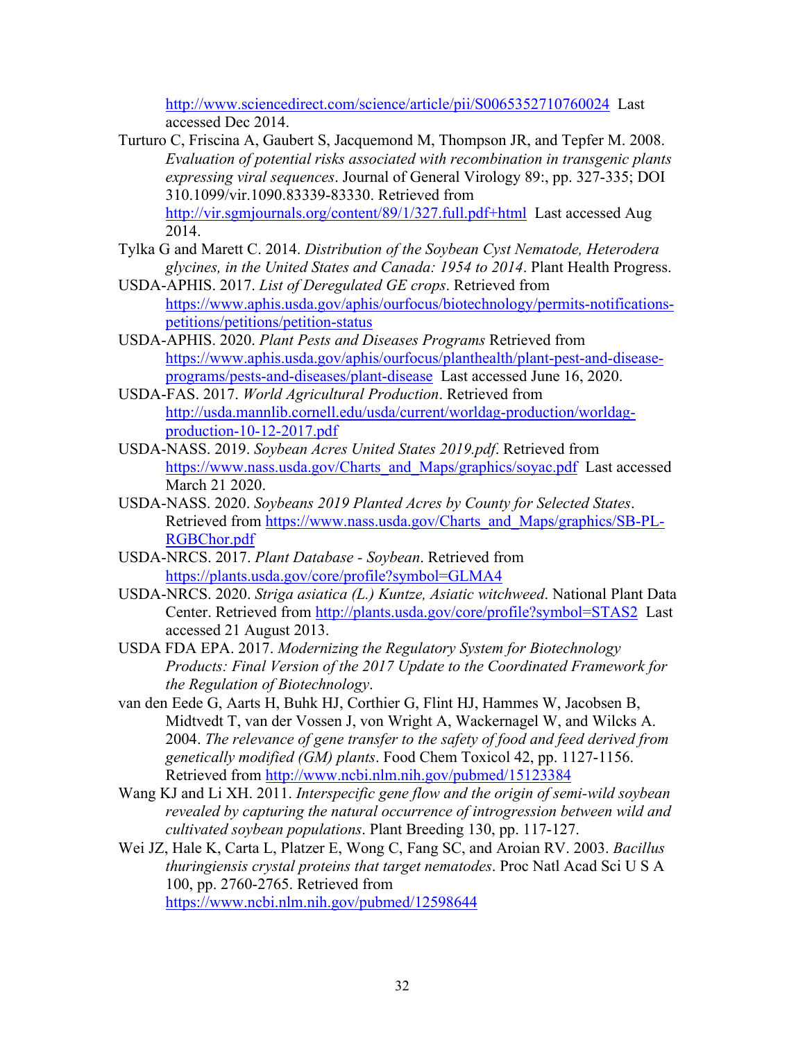http://www.sciencedirect.com/science/article/pii/S0065352710760024 Last accessed Dec 2014.

Turturo C, Friscina A, Gaubert S, Jacquemond M, Thompson JR, and Tepfer M. 2008. *Evaluation of potential risks associated with recombination in transgenic plants expressing viral sequences*. Journal of General Virology 89:, pp. 327-335; DOI 310.1099/vir.1090.83339-83330. Retrieved from http://vir.sgmjournals.org/content/89/1/327.full.pdf+html Last accessed Aug 2014.

Tylka G and Marett C. 2014. *Distribution of the Soybean Cyst Nematode, Heterodera glycines, in the United States and Canada: 1954 to 2014*. Plant Health Progress.

USDA-APHIS. 2017. *List of Deregulated GE crops*. Retrieved from https://www.aphis.usda.gov/aphis/ourfocus/biotechnology/permits-notifications-petitions/petitions/petition-status

USDA-APHIS. 2020. *Plant Pests and Diseases Programs* Retrieved from https://www.aphis.usda.gov/aphis/ourfocus/planthealth/plant-pest-and-disease-programs/pests-and-diseases/plant-disease Last accessed June 16, 2020.

USDA-FAS. 2017. *World Agricultural Production*. Retrieved from http://usda.mannlib.cornell.edu/usda/current/worldag-production/worldag-production-10-12-2017.pdf

USDA-NASS. 2019. *Soybean Acres United States 2019.pdf*. Retrieved from https://www.nass.usda.gov/Charts_and_Maps/graphics/soyac.pdf Last accessed March 21 2020.

USDA-NASS. 2020. *Soybeans 2019 Planted Acres by County for Selected States*. Retrieved from https://www.nass.usda.gov/Charts_and_Maps/graphics/SB-PL-RGBChor.pdf

USDA-NRCS. 2017. *Plant Database - Soybean*. Retrieved from https://plants.usda.gov/core/profile?symbol=GLMA4

USDA-NRCS. 2020. *Striga asiatica (L.) Kuntze, Asiatic witchweed*. National Plant Data Center. Retrieved from http://plants.usda.gov/core/profile?symbol=STAS2 Last accessed 21 August 2013.

USDA FDA EPA. 2017. *Modernizing the Regulatory System for Biotechnology Products: Final Version of the 2017 Update to the Coordinated Framework for the Regulation of Biotechnology*.

van den Eede G, Aarts H, Buhk HJ, Corthier G, Flint HJ, Hammes W, Jacobsen B, Midtvedt T, van der Vossen J, von Wright A, Wackernagel W, and Wilcks A. 2004. *The relevance of gene transfer to the safety of food and feed derived from genetically modified (GM) plants*. Food Chem Toxicol 42, pp. 1127-1156. Retrieved from http://www.ncbi.nlm.nih.gov/pubmed/15123384

Wang KJ and Li XH. 2011. *Interspecific gene flow and the origin of semi-wild soybean revealed by capturing the natural occurrence of introgression between wild and cultivated soybean populations*. Plant Breeding 130, pp. 117-127.

Wei JZ, Hale K, Carta L, Platzer E, Wong C, Fang SC, and Aroian RV. 2003. *Bacillus thuringiensis crystal proteins that target nematodes*. Proc Natl Acad Sci U S A 100, pp. 2760-2765. Retrieved from https://www.ncbi.nlm.nih.gov/pubmed/12598644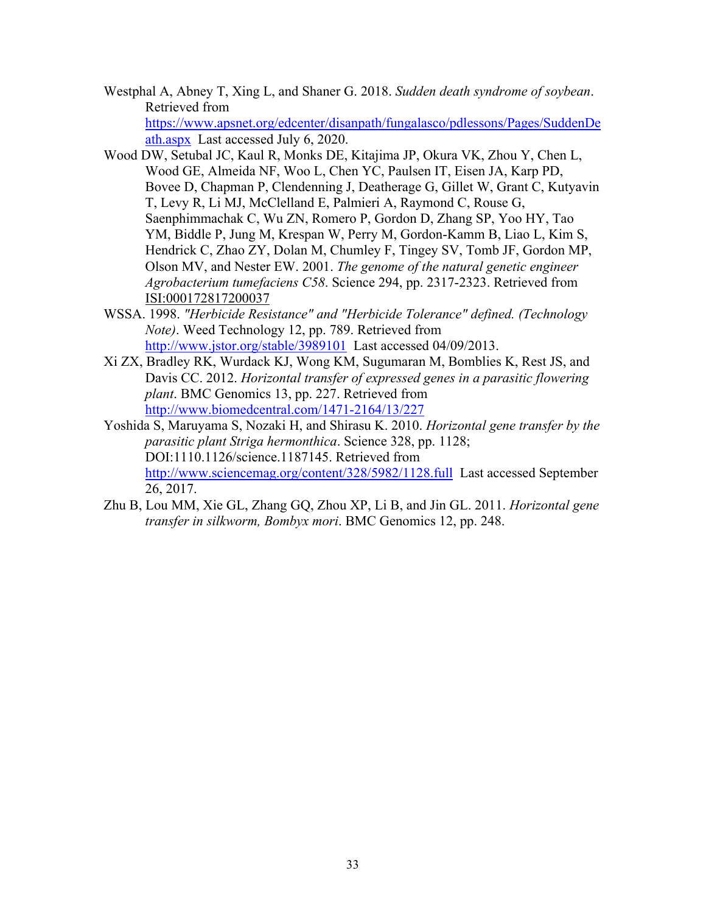Westphal A, Abney T, Xing L, and Shaner G. 2018. *Sudden death syndrome of soybean*. Retrieved from https://www.apsnet.org/edcenter/disanpath/fungalasco/pdlessons/Pages/SuddenDeath.aspx Last accessed July 6, 2020.

Wood DW, Setubal JC, Kaul R, Monks DE, Kitajima JP, Okura VK, Zhou Y, Chen L, Wood GE, Almeida NF, Woo L, Chen YC, Paulsen IT, Eisen JA, Karp PD, Bovee D, Chapman P, Clendenning J, Deatherage G, Gillet W, Grant C, Kutyavin T, Levy R, Li MJ, McClelland E, Palmieri A, Raymond C, Rouse G, Saenphimmachak C, Wu ZN, Romero P, Gordon D, Zhang SP, Yoo HY, Tao YM, Biddle P, Jung M, Krespan W, Perry M, Gordon-Kamm B, Liao L, Kim S, Hendrick C, Zhao ZY, Dolan M, Chumley F, Tingey SV, Tomb JF, Gordon MP, Olson MV, and Nester EW. 2001. *The genome of the natural genetic engineer Agrobacterium tumefaciens C58*. Science 294, pp. 2317-2323. Retrieved from ISI:000172817200037

WSSA. 1998. *"Herbicide Resistance" and "Herbicide Tolerance" defined. (Technology Note)*. Weed Technology 12, pp. 789. Retrieved from http://www.jstor.org/stable/3989101 Last accessed 04/09/2013.

Xi ZX, Bradley RK, Wurdack KJ, Wong KM, Sugumaran M, Bomblies K, Rest JS, and Davis CC. 2012. *Horizontal transfer of expressed genes in a parasitic flowering plant*. BMC Genomics 13, pp. 227. Retrieved from http://www.biomedcentral.com/1471-2164/13/227

Yoshida S, Maruyama S, Nozaki H, and Shirasu K. 2010. *Horizontal gene transfer by the parasitic plant Striga hermonthica*. Science 328, pp. 1128; DOI:1110.1126/science.1187145. Retrieved from http://www.sciencemag.org/content/328/5982/1128.full Last accessed September 26, 2017.

Zhu B, Lou MM, Xie GL, Zhang GQ, Zhou XP, Li B, and Jin GL. 2011. *Horizontal gene transfer in silkworm, Bombyx mori*. BMC Genomics 12, pp. 248.